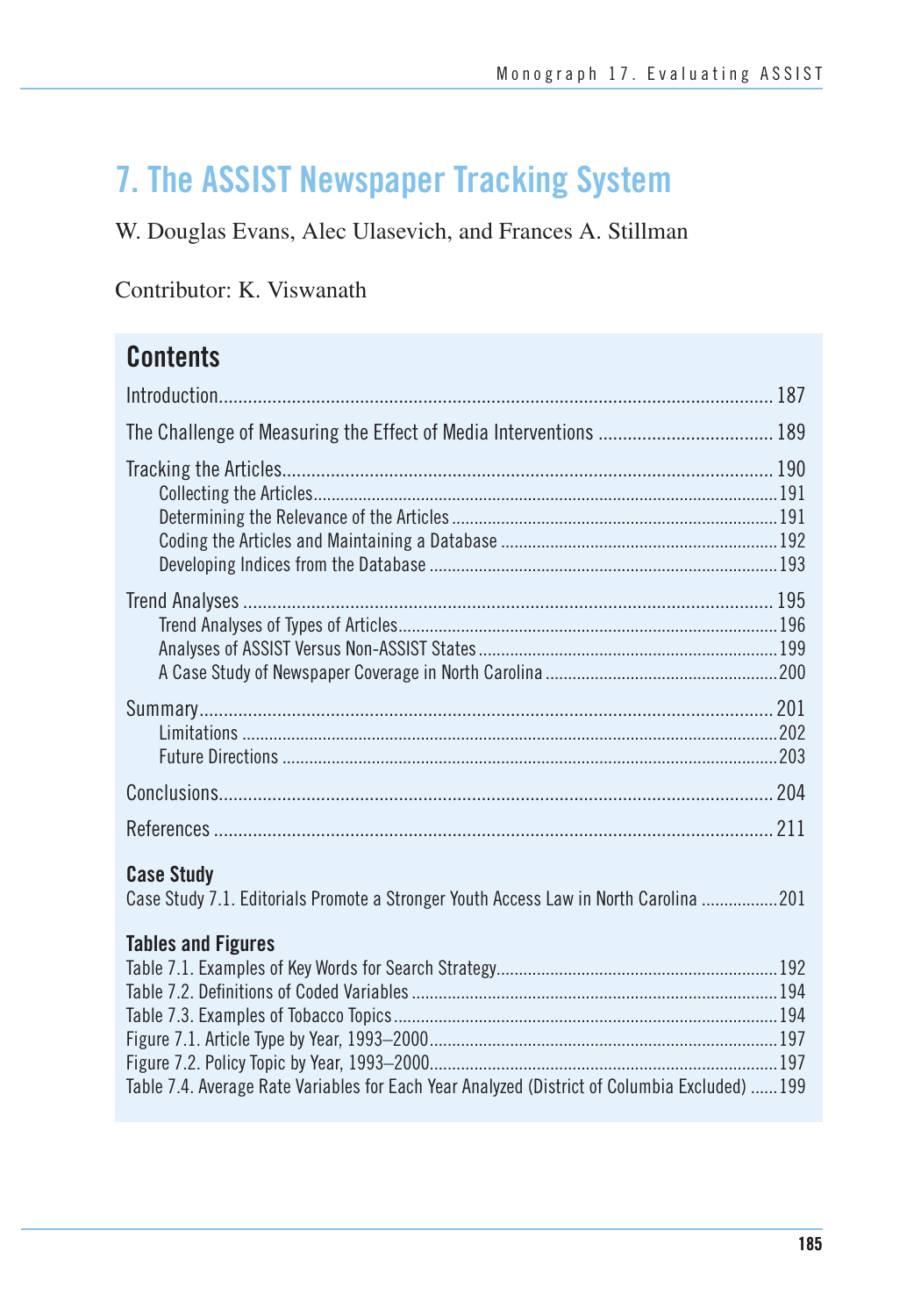# 7. The ASSIST Newspaper Tracking System

W. Douglas Evans, Alec Ulasevich, and Frances A. Stillman

Contributor: K. Viswanath

## Contents

Introduction .......... 187

The Challenge of Measuring the Effect of Media Interventions .......... 189

Tracking the Articles .......... 190
- Collecting the Articles .......... 191
- Determining the Relevance of the Articles .......... 191
- Coding the Articles and Maintaining a Database .......... 192
- Developing Indices from the Database .......... 193

Trend Analyses .......... 195
- Trend Analyses of Types of Articles .......... 196
- Analyses of ASSIST Versus Non-ASSIST States .......... 199
- A Case Study of Newspaper Coverage in North Carolina .......... 200

Summary .......... 201
- Limitations .......... 202
- Future Directions .......... 203

Conclusions .......... 204

References .......... 211

### Case Study

Case Study 7.1. Editorials Promote a Stronger Youth Access Law in North Carolina .......... 201

### Tables and Figures

Table 7.1. Examples of Key Words for Search Strategy .......... 192

Table 7.2. Definitions of Coded Variables .......... 194

Table 7.3. Examples of Tobacco Topics .......... 194

Figure 7.1. Article Type by Year, 1993–2000 .......... 197

Figure 7.2. Policy Topic by Year, 1993–2000 .......... 197

Table 7.4. Average Rate Variables for Each Year Analyzed (District of Columbia Excluded) .......... 199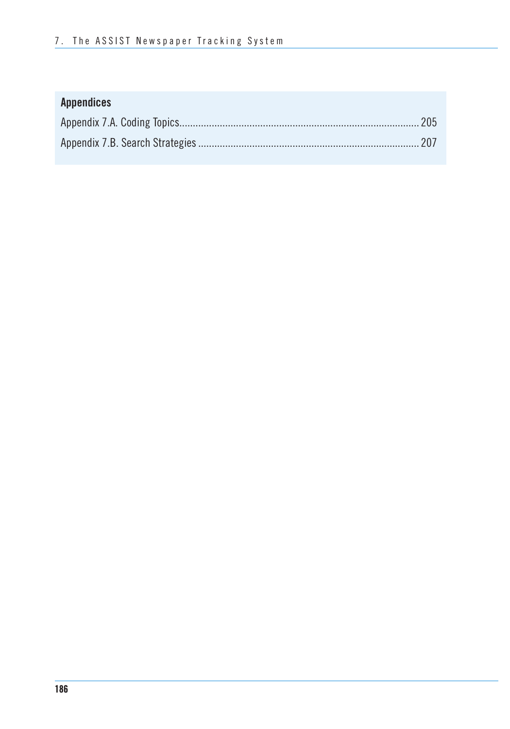**Appendices**

Appendix 7.A. Coding Topics.......................................................................................... 205

Appendix 7.B. Search Strategies ..................................................................................... 207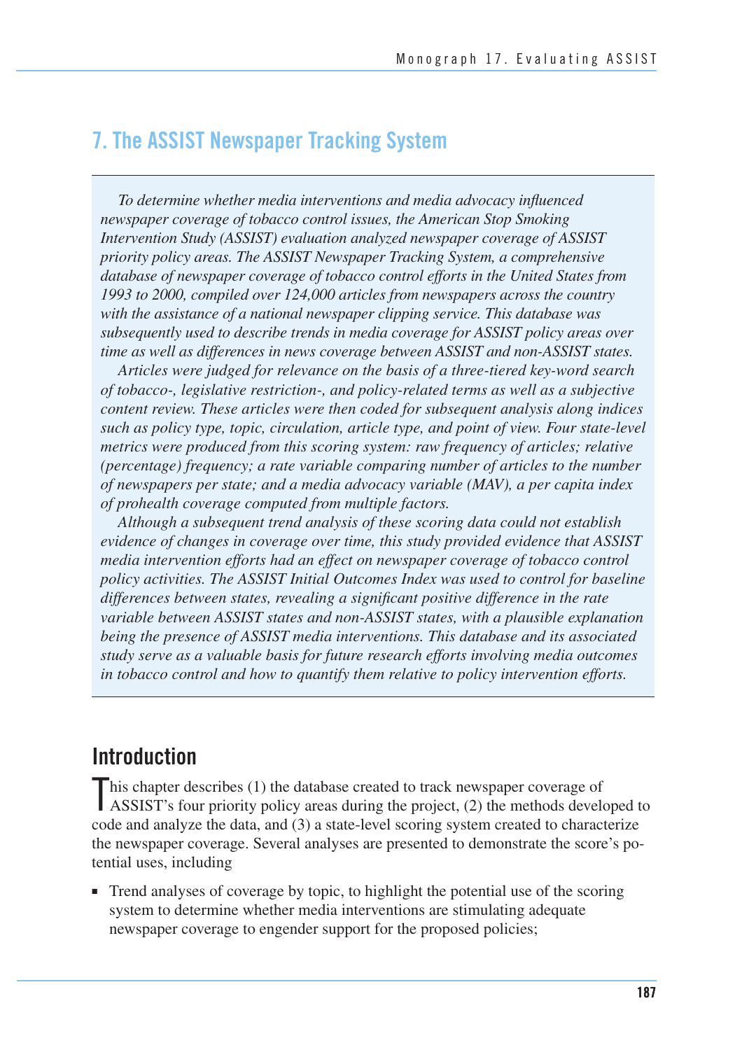## 7. The ASSIST Newspaper Tracking System

*To determine whether media interventions and media advocacy influenced newspaper coverage of tobacco control issues, the American Stop Smoking Intervention Study (ASSIST) evaluation analyzed newspaper coverage of ASSIST priority policy areas. The ASSIST Newspaper Tracking System, a comprehensive database of newspaper coverage of tobacco control efforts in the United States from 1993 to 2000, compiled over 124,000 articles from newspapers across the country with the assistance of a national newspaper clipping service. This database was subsequently used to describe trends in media coverage for ASSIST policy areas over time as well as differences in news coverage between ASSIST and non-ASSIST states.*

*Articles were judged for relevance on the basis of a three-tiered key-word search of tobacco-, legislative restriction-, and policy-related terms as well as a subjective content review. These articles were then coded for subsequent analysis along indices such as policy type, topic, circulation, article type, and point of view. Four state-level metrics were produced from this scoring system: raw frequency of articles; relative (percentage) frequency; a rate variable comparing number of articles to the number of newspapers per state; and a media advocacy variable (MAV), a per capita index of prohealth coverage computed from multiple factors.*

*Although a subsequent trend analysis of these scoring data could not establish evidence of changes in coverage over time, this study provided evidence that ASSIST media intervention efforts had an effect on newspaper coverage of tobacco control policy activities. The ASSIST Initial Outcomes Index was used to control for baseline differences between states, revealing a significant positive difference in the rate variable between ASSIST states and non-ASSIST states, with a plausible explanation being the presence of ASSIST media interventions. This database and its associated study serve as a valuable basis for future research efforts involving media outcomes in tobacco control and how to quantify them relative to policy intervention efforts.*

## Introduction

This chapter describes (1) the database created to track newspaper coverage of ASSIST's four priority policy areas during the project, (2) the methods developed to code and analyze the data, and (3) a state-level scoring system created to characterize the newspaper coverage. Several analyses are presented to demonstrate the score's potential uses, including

- Trend analyses of coverage by topic, to highlight the potential use of the scoring system to determine whether media interventions are stimulating adequate newspaper coverage to engender support for the proposed policies;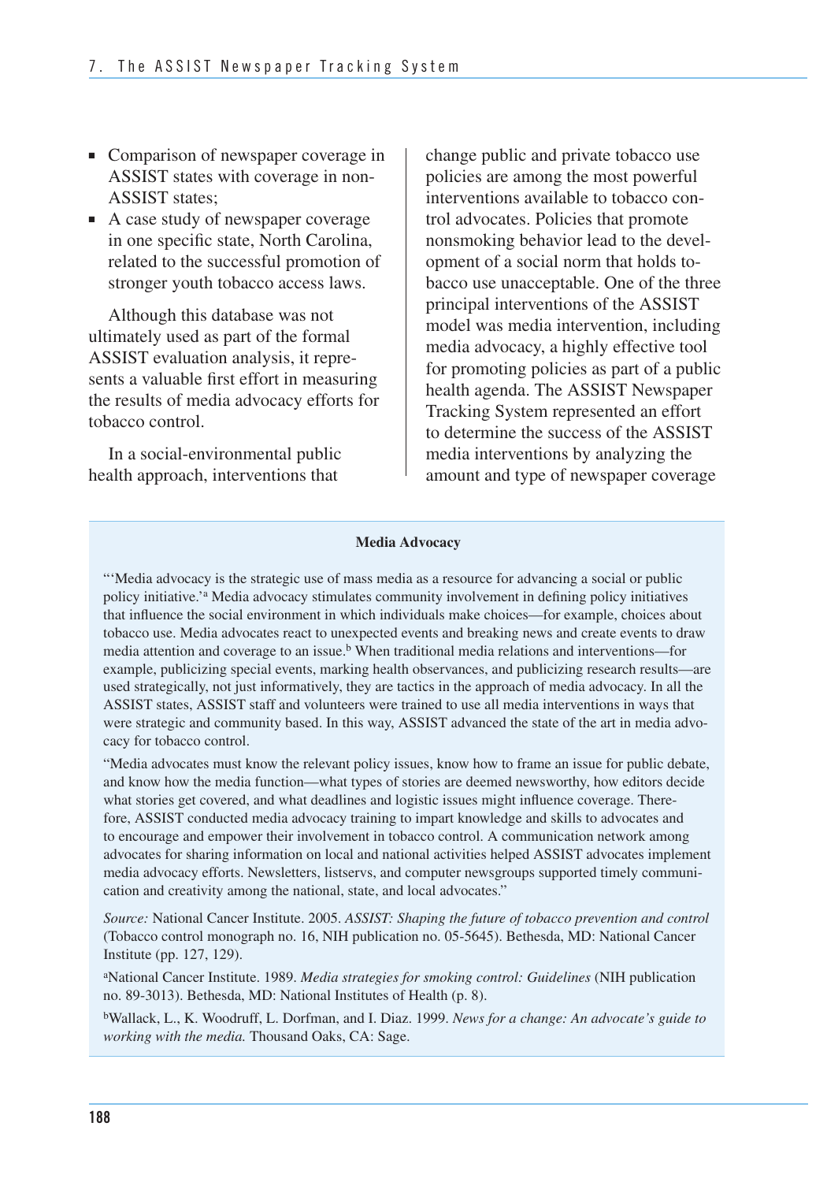- Comparison of newspaper coverage in ASSIST states with coverage in non-ASSIST states;
- A case study of newspaper coverage in one specific state, North Carolina, related to the successful promotion of stronger youth tobacco access laws.

Although this database was not ultimately used as part of the formal ASSIST evaluation analysis, it represents a valuable first effort in measuring the results of media advocacy efforts for tobacco control.

In a social-environmental public health approach, interventions that change public and private tobacco use policies are among the most powerful interventions available to tobacco control advocates. Policies that promote nonsmoking behavior lead to the development of a social norm that holds tobacco use unacceptable. One of the three principal interventions of the ASSIST model was media intervention, including media advocacy, a highly effective tool for promoting policies as part of a public health agenda. The ASSIST Newspaper Tracking System represented an effort to determine the success of the ASSIST media interventions by analyzing the amount and type of newspaper coverage

**Media Advocacy**

"'Media advocacy is the strategic use of mass media as a resource for advancing a social or public policy initiative.'[a] Media advocacy stimulates community involvement in defining policy initiatives that influence the social environment in which individuals make choices—for example, choices about tobacco use. Media advocates react to unexpected events and breaking news and create events to draw media attention and coverage to an issue.[b] When traditional media relations and interventions—for example, publicizing special events, marking health observances, and publicizing research results—are used strategically, not just informatively, they are tactics in the approach of media advocacy. In all the ASSIST states, ASSIST staff and volunteers were trained to use all media interventions in ways that were strategic and community based. In this way, ASSIST advanced the state of the art in media advocacy for tobacco control.

"Media advocates must know the relevant policy issues, know how to frame an issue for public debate, and know how the media function—what types of stories are deemed newsworthy, how editors decide what stories get covered, and what deadlines and logistic issues might influence coverage. Therefore, ASSIST conducted media advocacy training to impart knowledge and skills to advocates and to encourage and empower their involvement in tobacco control. A communication network among advocates for sharing information on local and national activities helped ASSIST advocates implement media advocacy efforts. Newsletters, listservs, and computer newsgroups supported timely communication and creativity among the national, state, and local advocates."

*Source:* National Cancer Institute. 2005. *ASSIST: Shaping the future of tobacco prevention and control* (Tobacco control monograph no. 16, NIH publication no. 05-5645). Bethesda, MD: National Cancer Institute (pp. 127, 129).

[a]National Cancer Institute. 1989. *Media strategies for smoking control: Guidelines* (NIH publication no. 89-3013). Bethesda, MD: National Institutes of Health (p. 8).

[b]Wallack, L., K. Woodruff, L. Dorfman, and I. Diaz. 1999. *News for a change: An advocate's guide to working with the media.* Thousand Oaks, CA: Sage.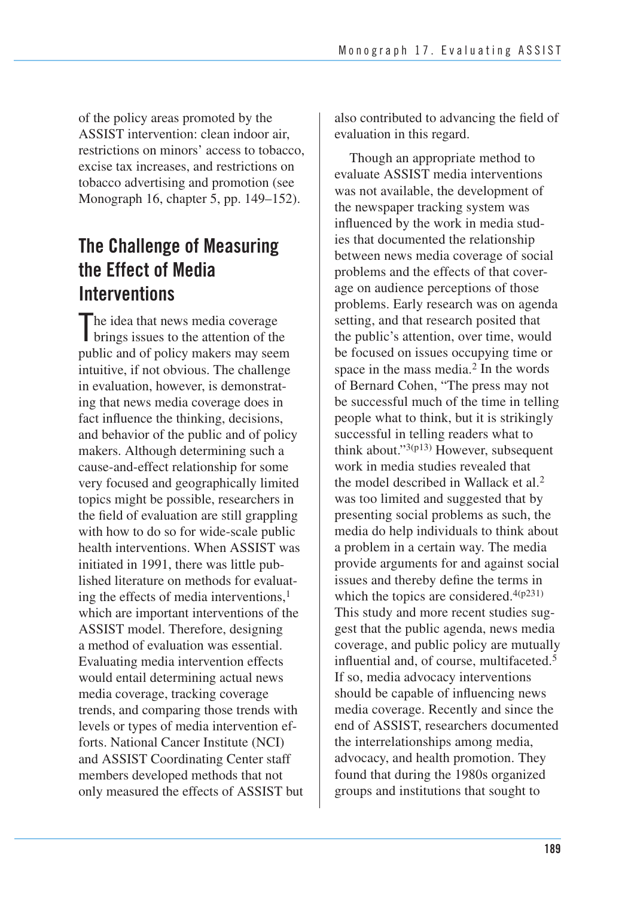of the policy areas promoted by the ASSIST intervention: clean indoor air, restrictions on minors' access to tobacco, excise tax increases, and restrictions on tobacco advertising and promotion (see Monograph 16, chapter 5, pp. 149–152).

## The Challenge of Measuring the Effect of Media Interventions

The idea that news media coverage brings issues to the attention of the public and of policy makers may seem intuitive, if not obvious. The challenge in evaluation, however, is demonstrating that news media coverage does in fact influence the thinking, decisions, and behavior of the public and of policy makers. Although determining such a cause-and-effect relationship for some very focused and geographically limited topics might be possible, researchers in the field of evaluation are still grappling with how to do so for wide-scale public health interventions. When ASSIST was initiated in 1991, there was little published literature on methods for evaluating the effects of media interventions,[1] which are important interventions of the ASSIST model. Therefore, designing a method of evaluation was essential. Evaluating media intervention effects would entail determining actual news media coverage, tracking coverage trends, and comparing those trends with levels or types of media intervention efforts. National Cancer Institute (NCI) and ASSIST Coordinating Center staff members developed methods that not only measured the effects of ASSIST but also contributed to advancing the field of evaluation in this regard.

Though an appropriate method to evaluate ASSIST media interventions was not available, the development of the newspaper tracking system was influenced by the work in media studies that documented the relationship between news media coverage of social problems and the effects of that coverage on audience perceptions of those problems. Early research was on agenda setting, and that research posited that the public's attention, over time, would be focused on issues occupying time or space in the mass media.[2] In the words of Bernard Cohen, "The press may not be successful much of the time in telling people what to think, but it is strikingly successful in telling readers what to think about."[3(p13)] However, subsequent work in media studies revealed that the model described in Wallack et al.[2] was too limited and suggested that by presenting social problems as such, the media do help individuals to think about a problem in a certain way. The media provide arguments for and against social issues and thereby define the terms in which the topics are considered.[4(p231)] This study and more recent studies suggest that the public agenda, news media coverage, and public policy are mutually influential and, of course, multifaceted.[5] If so, media advocacy interventions should be capable of influencing news media coverage. Recently and since the end of ASSIST, researchers documented the interrelationships among media, advocacy, and health promotion. They found that during the 1980s organized groups and institutions that sought to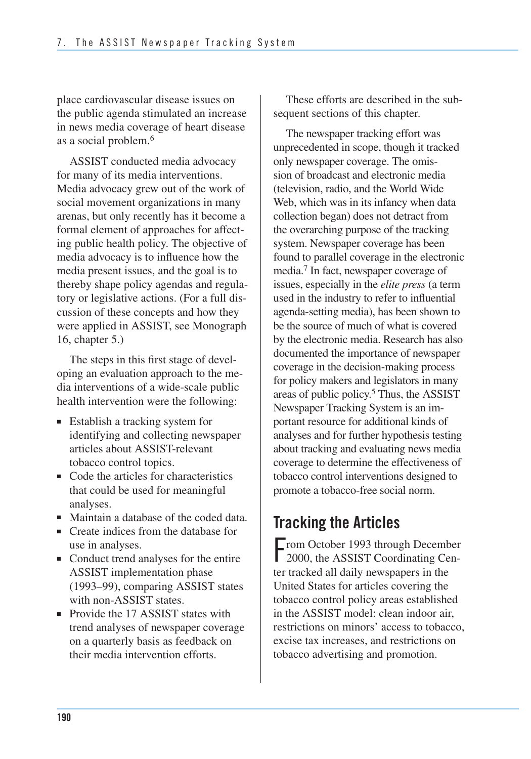place cardiovascular disease issues on the public agenda stimulated an increase in news media coverage of heart disease as a social problem.[6]

ASSIST conducted media advocacy for many of its media interventions. Media advocacy grew out of the work of social movement organizations in many arenas, but only recently has it become a formal element of approaches for affecting public health policy. The objective of media advocacy is to influence how the media present issues, and the goal is to thereby shape policy agendas and regulatory or legislative actions. (For a full discussion of these concepts and how they were applied in ASSIST, see Monograph 16, chapter 5.)

The steps in this first stage of developing an evaluation approach to the media interventions of a wide-scale public health intervention were the following:

- Establish a tracking system for identifying and collecting newspaper articles about ASSIST-relevant tobacco control topics.
- Code the articles for characteristics that could be used for meaningful analyses.
- Maintain a database of the coded data.
- Create indices from the database for use in analyses.
- Conduct trend analyses for the entire ASSIST implementation phase (1993–99), comparing ASSIST states with non-ASSIST states.
- Provide the 17 ASSIST states with trend analyses of newspaper coverage on a quarterly basis as feedback on their media intervention efforts.

These efforts are described in the subsequent sections of this chapter.

The newspaper tracking effort was unprecedented in scope, though it tracked only newspaper coverage. The omission of broadcast and electronic media (television, radio, and the World Wide Web, which was in its infancy when data collection began) does not detract from the overarching purpose of the tracking system. Newspaper coverage has been found to parallel coverage in the electronic media.[7] In fact, newspaper coverage of issues, especially in the *elite press* (a term used in the industry to refer to influential agenda-setting media), has been shown to be the source of much of what is covered by the electronic media. Research has also documented the importance of newspaper coverage in the decision-making process for policy makers and legislators in many areas of public policy.[5] Thus, the ASSIST Newspaper Tracking System is an important resource for additional kinds of analyses and for further hypothesis testing about tracking and evaluating news media coverage to determine the effectiveness of tobacco control interventions designed to promote a tobacco-free social norm.

## Tracking the Articles

From October 1993 through December 2000, the ASSIST Coordinating Center tracked all daily newspapers in the United States for articles covering the tobacco control policy areas established in the ASSIST model: clean indoor air, restrictions on minors' access to tobacco, excise tax increases, and restrictions on tobacco advertising and promotion.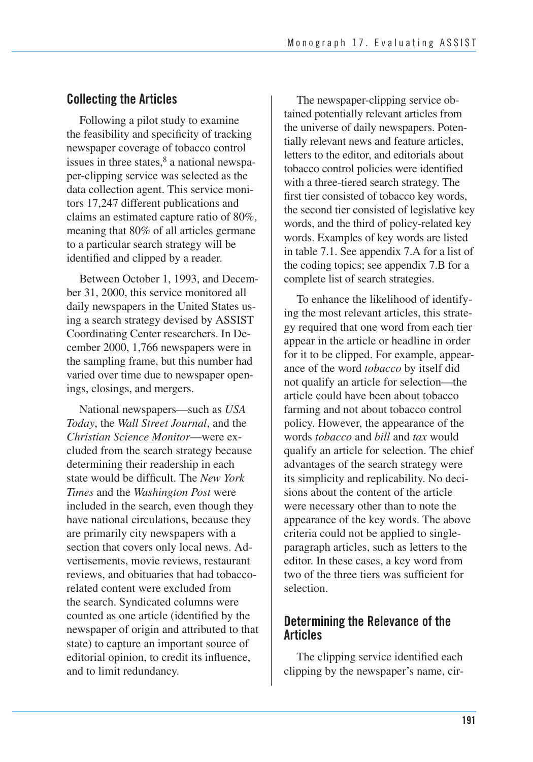## Collecting the Articles

Following a pilot study to examine the feasibility and specificity of tracking newspaper coverage of tobacco control issues in three states,[8] a national newspaper-clipping service was selected as the data collection agent. This service monitors 17,247 different publications and claims an estimated capture ratio of 80%, meaning that 80% of all articles germane to a particular search strategy will be identified and clipped by a reader.

Between October 1, 1993, and December 31, 2000, this service monitored all daily newspapers in the United States using a search strategy devised by ASSIST Coordinating Center researchers. In December 2000, 1,766 newspapers were in the sampling frame, but this number had varied over time due to newspaper openings, closings, and mergers.

National newspapers—such as *USA Today*, the *Wall Street Journal*, and the *Christian Science Monitor*—were excluded from the search strategy because determining their readership in each state would be difficult. The *New York Times* and the *Washington Post* were included in the search, even though they have national circulations, because they are primarily city newspapers with a section that covers only local news. Advertisements, movie reviews, restaurant reviews, and obituaries that had tobacco-related content were excluded from the search. Syndicated columns were counted as one article (identified by the newspaper of origin and attributed to that state) to capture an important source of editorial opinion, to credit its influence, and to limit redundancy.

The newspaper-clipping service obtained potentially relevant articles from the universe of daily newspapers. Potentially relevant news and feature articles, letters to the editor, and editorials about tobacco control policies were identified with a three-tiered search strategy. The first tier consisted of tobacco key words, the second tier consisted of legislative key words, and the third of policy-related key words. Examples of key words are listed in table 7.1. See appendix 7.A for a list of the coding topics; see appendix 7.B for a complete list of search strategies.

To enhance the likelihood of identifying the most relevant articles, this strategy required that one word from each tier appear in the article or headline in order for it to be clipped. For example, appearance of the word *tobacco* by itself did not qualify an article for selection—the article could have been about tobacco farming and not about tobacco control policy. However, the appearance of the words *tobacco* and *bill* and *tax* would qualify an article for selection. The chief advantages of the search strategy were its simplicity and replicability. No decisions about the content of the article were necessary other than to note the appearance of the key words. The above criteria could not be applied to single-paragraph articles, such as letters to the editor. In these cases, a key word from two of the three tiers was sufficient for selection.

## Determining the Relevance of the Articles

The clipping service identified each clipping by the newspaper's name, cir-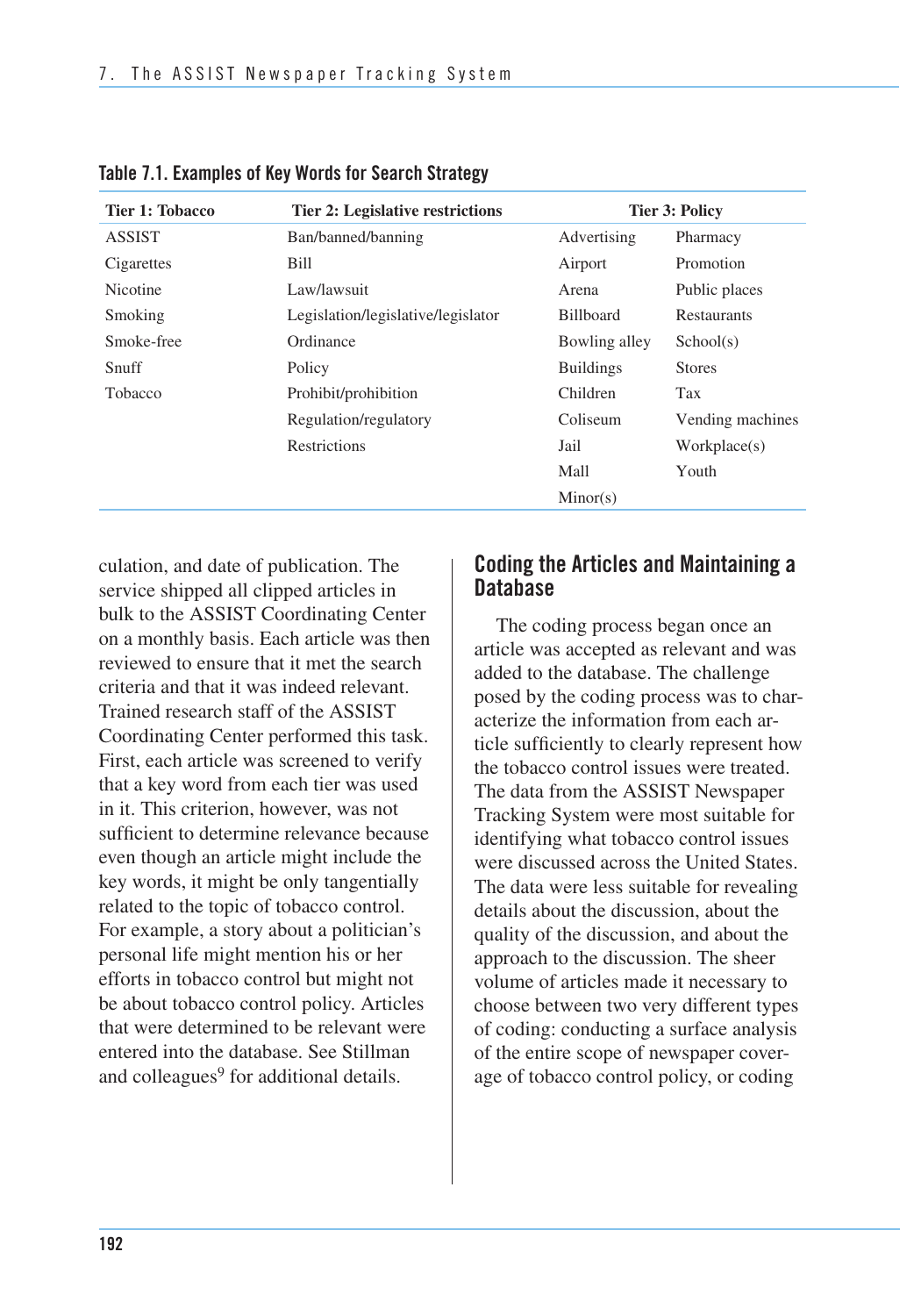**Table 7.1. Examples of Key Words for Search Strategy**

| Tier 1: Tobacco | Tier 2: Legislative restrictions | Tier 3: Policy | |
|---|---|---|---|
| ASSIST | Ban/banned/banning | Advertising | Pharmacy |
| Cigarettes | Bill | Airport | Promotion |
| Nicotine | Law/lawsuit | Arena | Public places |
| Smoking | Legislation/legislative/legislator | Billboard | Restaurants |
| Smoke-free | Ordinance | Bowling alley | School(s) |
| Snuff | Policy | Buildings | Stores |
| Tobacco | Prohibit/prohibition | Children | Tax |
| | Regulation/regulatory | Coliseum | Vending machines |
| | Restrictions | Jail | Workplace(s) |
| | | Mall | Youth |
| | | Minor(s) | |

culation, and date of publication. The service shipped all clipped articles in bulk to the ASSIST Coordinating Center on a monthly basis. Each article was then reviewed to ensure that it met the search criteria and that it was indeed relevant. Trained research staff of the ASSIST Coordinating Center performed this task. First, each article was screened to verify that a key word from each tier was used in it. This criterion, however, was not sufficient to determine relevance because even though an article might include the key words, it might be only tangentially related to the topic of tobacco control. For example, a story about a politician's personal life might mention his or her efforts in tobacco control but might not be about tobacco control policy. Articles that were determined to be relevant were entered into the database. See Stillman and colleagues[9] for additional details.

## Coding the Articles and Maintaining a Database

The coding process began once an article was accepted as relevant and was added to the database. The challenge posed by the coding process was to characterize the information from each article sufficiently to clearly represent how the tobacco control issues were treated. The data from the ASSIST Newspaper Tracking System were most suitable for identifying what tobacco control issues were discussed across the United States. The data were less suitable for revealing details about the discussion, about the quality of the discussion, and about the approach to the discussion. The sheer volume of articles made it necessary to choose between two very different types of coding: conducting a surface analysis of the entire scope of newspaper coverage of tobacco control policy, or coding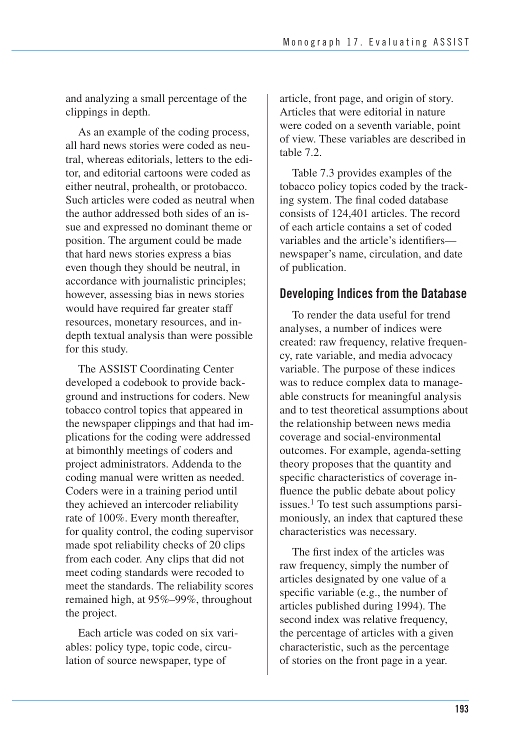and analyzing a small percentage of the clippings in depth.

As an example of the coding process, all hard news stories were coded as neutral, whereas editorials, letters to the editor, and editorial cartoons were coded as either neutral, prohealth, or protobacco. Such articles were coded as neutral when the author addressed both sides of an issue and expressed no dominant theme or position. The argument could be made that hard news stories express a bias even though they should be neutral, in accordance with journalistic principles; however, assessing bias in news stories would have required far greater staff resources, monetary resources, and in-depth textual analysis than were possible for this study.

The ASSIST Coordinating Center developed a codebook to provide background and instructions for coders. New tobacco control topics that appeared in the newspaper clippings and that had implications for the coding were addressed at bimonthly meetings of coders and project administrators. Addenda to the coding manual were written as needed. Coders were in a training period until they achieved an intercoder reliability rate of 100%. Every month thereafter, for quality control, the coding supervisor made spot reliability checks of 20 clips from each coder. Any clips that did not meet coding standards were recoded to meet the standards. The reliability scores remained high, at 95%–99%, throughout the project.

Each article was coded on six variables: policy type, topic code, circulation of source newspaper, type of article, front page, and origin of story. Articles that were editorial in nature were coded on a seventh variable, point of view. These variables are described in table 7.2.

Table 7.3 provides examples of the tobacco policy topics coded by the tracking system. The final coded database consists of 124,401 articles. The record of each article contains a set of coded variables and the article's identifiers—newspaper's name, circulation, and date of publication.

## Developing Indices from the Database

To render the data useful for trend analyses, a number of indices were created: raw frequency, relative frequency, rate variable, and media advocacy variable. The purpose of these indices was to reduce complex data to manageable constructs for meaningful analysis and to test theoretical assumptions about the relationship between news media coverage and social-environmental outcomes. For example, agenda-setting theory proposes that the quantity and specific characteristics of coverage influence the public debate about policy issues.[1] To test such assumptions parsimoniously, an index that captured these characteristics was necessary.

The first index of the articles was raw frequency, simply the number of articles designated by one value of a specific variable (e.g., the number of articles published during 1994). The second index was relative frequency, the percentage of articles with a given characteristic, such as the percentage of stories on the front page in a year.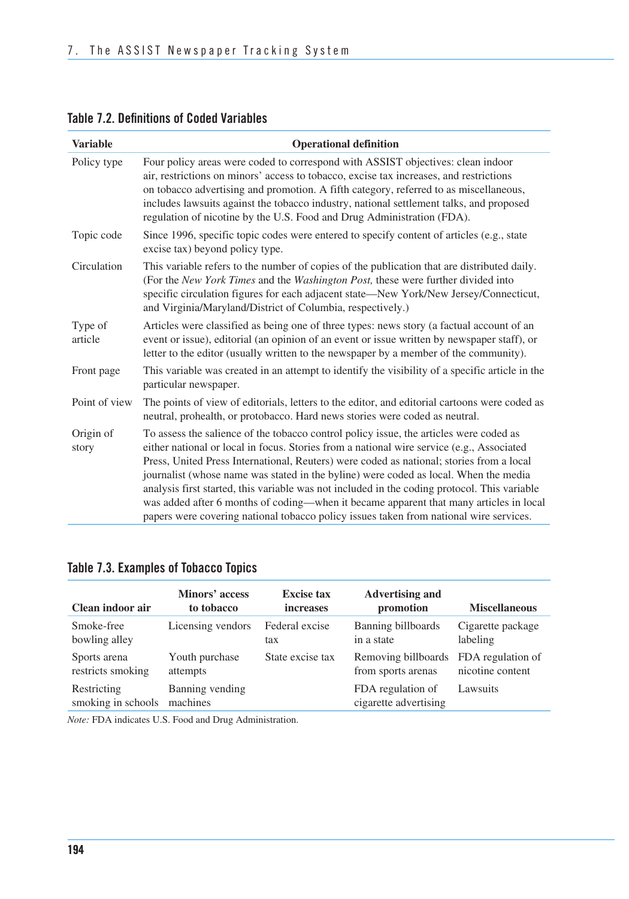**Table 7.2. Definitions of Coded Variables**

| Variable | Operational definition |
|---|---|
| Policy type | Four policy areas were coded to correspond with ASSIST objectives: clean indoor air, restrictions on minors' access to tobacco, excise tax increases, and restrictions on tobacco advertising and promotion. A fifth category, referred to as miscellaneous, includes lawsuits against the tobacco industry, national settlement talks, and proposed regulation of nicotine by the U.S. Food and Drug Administration (FDA). |
| Topic code | Since 1996, specific topic codes were entered to specify content of articles (e.g., state excise tax) beyond policy type. |
| Circulation | This variable refers to the number of copies of the publication that are distributed daily. (For the *New York Times* and the *Washington Post,* these were further divided into specific circulation figures for each adjacent state—New York/New Jersey/Connecticut, and Virginia/Maryland/District of Columbia, respectively.) |
| Type of article | Articles were classified as being one of three types: news story (a factual account of an event or issue), editorial (an opinion of an event or issue written by newspaper staff), or letter to the editor (usually written to the newspaper by a member of the community). |
| Front page | This variable was created in an attempt to identify the visibility of a specific article in the particular newspaper. |
| Point of view | The points of view of editorials, letters to the editor, and editorial cartoons were coded as neutral, prohealth, or protobacco. Hard news stories were coded as neutral. |
| Origin of story | To assess the salience of the tobacco control policy issue, the articles were coded as either national or local in focus. Stories from a national wire service (e.g., Associated Press, United Press International, Reuters) were coded as national; stories from a local journalist (whose name was stated in the byline) were coded as local. When the media analysis first started, this variable was not included in the coding protocol. This variable was added after 6 months of coding—when it became apparent that many articles in local papers were covering national tobacco policy issues taken from national wire services. |

**Table 7.3. Examples of Tobacco Topics**

| Clean indoor air | Minors' access to tobacco | Excise tax increases | Advertising and promotion | Miscellaneous |
|---|---|---|---|---|
| Smoke-free bowling alley | Licensing vendors | Federal excise tax | Banning billboards in a state | Cigarette package labeling |
| Sports arena restricts smoking | Youth purchase attempts | State excise tax | Removing billboards from sports arenas | FDA regulation of nicotine content |
| Restricting smoking in schools | Banning vending machines | | FDA regulation of cigarette advertising | Lawsuits |

*Note:* FDA indicates U.S. Food and Drug Administration.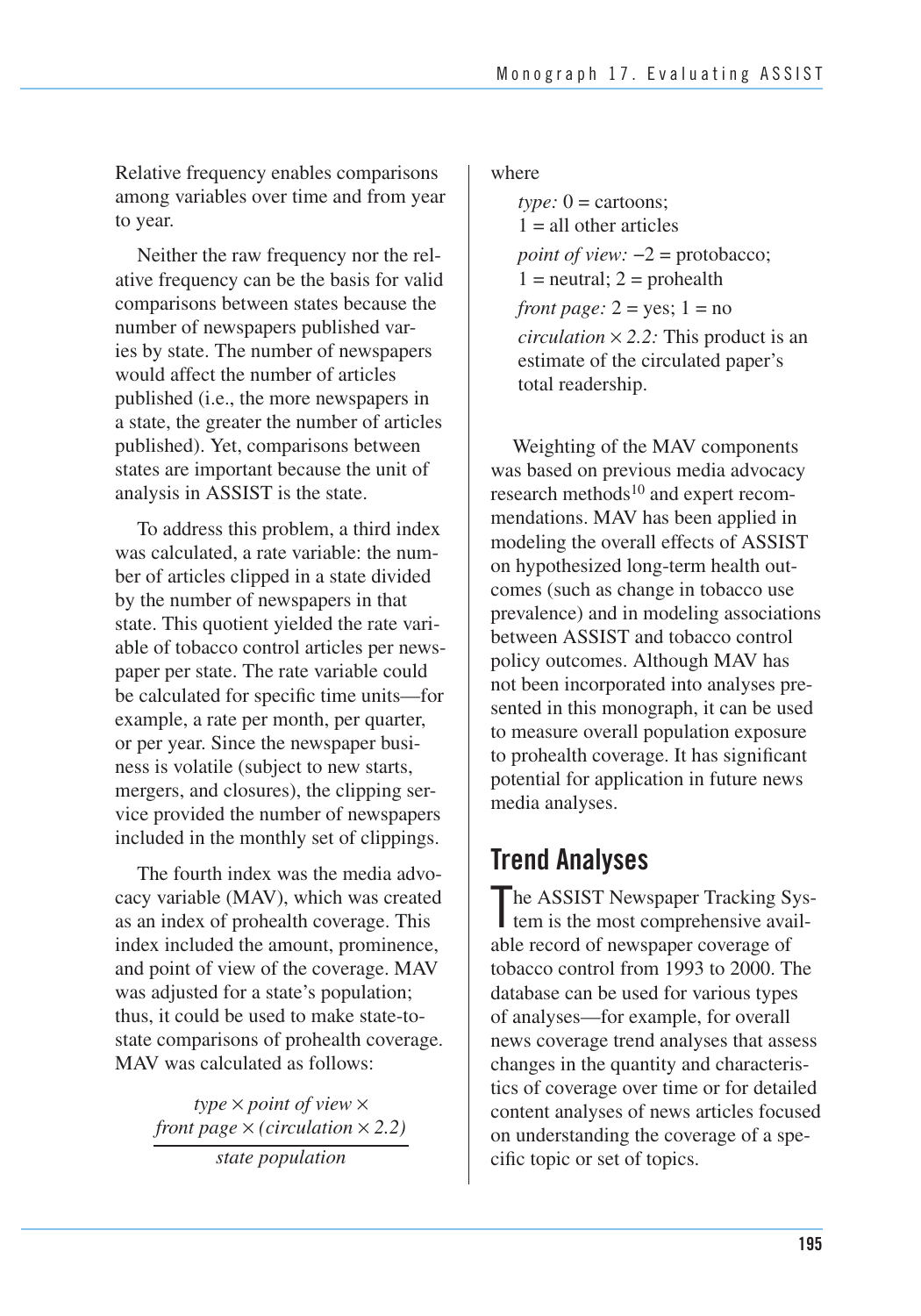Relative frequency enables comparisons among variables over time and from year to year.

Neither the raw frequency nor the relative frequency can be the basis for valid comparisons between states because the number of newspapers published varies by state. The number of newspapers would affect the number of articles published (i.e., the more newspapers in a state, the greater the number of articles published). Yet, comparisons between states are important because the unit of analysis in ASSIST is the state.

To address this problem, a third index was calculated, a rate variable: the number of articles clipped in a state divided by the number of newspapers in that state. This quotient yielded the rate variable of tobacco control articles per newspaper per state. The rate variable could be calculated for specific time units—for example, a rate per month, per quarter, or per year. Since the newspaper business is volatile (subject to new starts, mergers, and closures), the clipping service provided the number of newspapers included in the monthly set of clippings.

The fourth index was the media advocacy variable (MAV), which was created as an index of prohealth coverage. This index included the amount, prominence, and point of view of the coverage. MAV was adjusted for a state's population; thus, it could be used to make state-to-state comparisons of prohealth coverage. MAV was calculated as follows:

$$\frac{\textit{type} \times \textit{point of view} \times \textit{front page} \times (\textit{circulation} \times 2.2)}{\textit{state population}}$$

where

*type:* 0 = cartoons; 1 = all other articles

*point of view:* −2 = protobacco; 1 = neutral; 2 = prohealth

*front page:* 2 = yes; 1 = no

*circulation* × *2.2:* This product is an estimate of the circulated paper's total readership.

Weighting of the MAV components was based on previous media advocacy research methods[10] and expert recommendations. MAV has been applied in modeling the overall effects of ASSIST on hypothesized long-term health outcomes (such as change in tobacco use prevalence) and in modeling associations between ASSIST and tobacco control policy outcomes. Although MAV has not been incorporated into analyses presented in this monograph, it can be used to measure overall population exposure to prohealth coverage. It has significant potential for application in future news media analyses.

## Trend Analyses

The ASSIST Newspaper Tracking System is the most comprehensive available record of newspaper coverage of tobacco control from 1993 to 2000. The database can be used for various types of analyses—for example, for overall news coverage trend analyses that assess changes in the quantity and characteristics of coverage over time or for detailed content analyses of news articles focused on understanding the coverage of a specific topic or set of topics.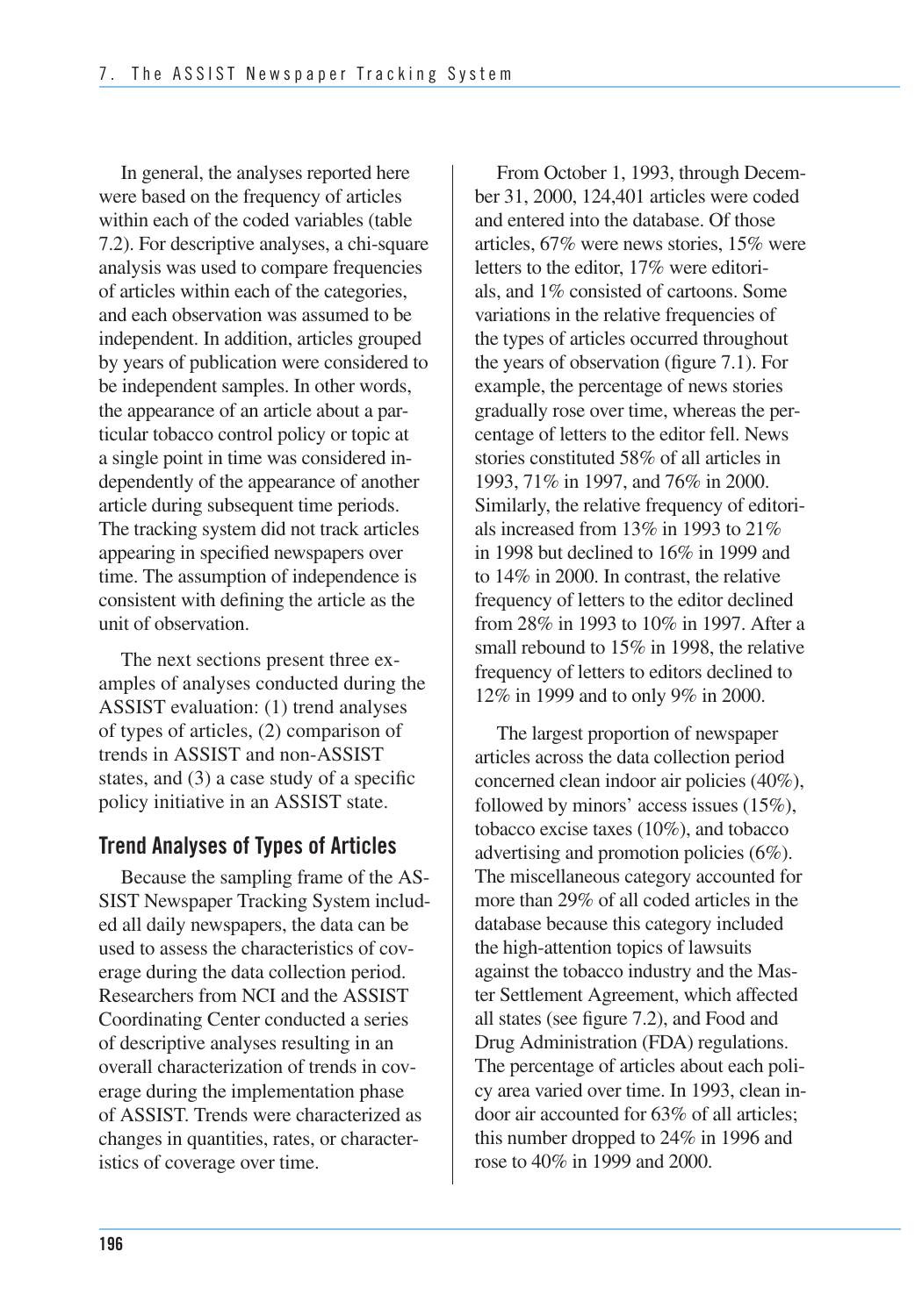In general, the analyses reported here were based on the frequency of articles within each of the coded variables (table 7.2). For descriptive analyses, a chi-square analysis was used to compare frequencies of articles within each of the categories, and each observation was assumed to be independent. In addition, articles grouped by years of publication were considered to be independent samples. In other words, the appearance of an article about a particular tobacco control policy or topic at a single point in time was considered independently of the appearance of another article during subsequent time periods. The tracking system did not track articles appearing in specified newspapers over time. The assumption of independence is consistent with defining the article as the unit of observation.

The next sections present three examples of analyses conducted during the ASSIST evaluation: (1) trend analyses of types of articles, (2) comparison of trends in ASSIST and non-ASSIST states, and (3) a case study of a specific policy initiative in an ASSIST state.

## Trend Analyses of Types of Articles

Because the sampling frame of the ASSIST Newspaper Tracking System included all daily newspapers, the data can be used to assess the characteristics of coverage during the data collection period. Researchers from NCI and the ASSIST Coordinating Center conducted a series of descriptive analyses resulting in an overall characterization of trends in coverage during the implementation phase of ASSIST. Trends were characterized as changes in quantities, rates, or characteristics of coverage over time.

From October 1, 1993, through December 31, 2000, 124,401 articles were coded and entered into the database. Of those articles, 67% were news stories, 15% were letters to the editor, 17% were editorials, and 1% consisted of cartoons. Some variations in the relative frequencies of the types of articles occurred throughout the years of observation (figure 7.1). For example, the percentage of news stories gradually rose over time, whereas the percentage of letters to the editor fell. News stories constituted 58% of all articles in 1993, 71% in 1997, and 76% in 2000. Similarly, the relative frequency of editorials increased from 13% in 1993 to 21% in 1998 but declined to 16% in 1999 and to 14% in 2000. In contrast, the relative frequency of letters to the editor declined from 28% in 1993 to 10% in 1997. After a small rebound to 15% in 1998, the relative frequency of letters to editors declined to 12% in 1999 and to only 9% in 2000.

The largest proportion of newspaper articles across the data collection period concerned clean indoor air policies (40%), followed by minors' access issues (15%), tobacco excise taxes (10%), and tobacco advertising and promotion policies (6%). The miscellaneous category accounted for more than 29% of all coded articles in the database because this category included the high-attention topics of lawsuits against the tobacco industry and the Master Settlement Agreement, which affected all states (see figure 7.2), and Food and Drug Administration (FDA) regulations. The percentage of articles about each policy area varied over time. In 1993, clean indoor air accounted for 63% of all articles; this number dropped to 24% in 1996 and rose to 40% in 1999 and 2000.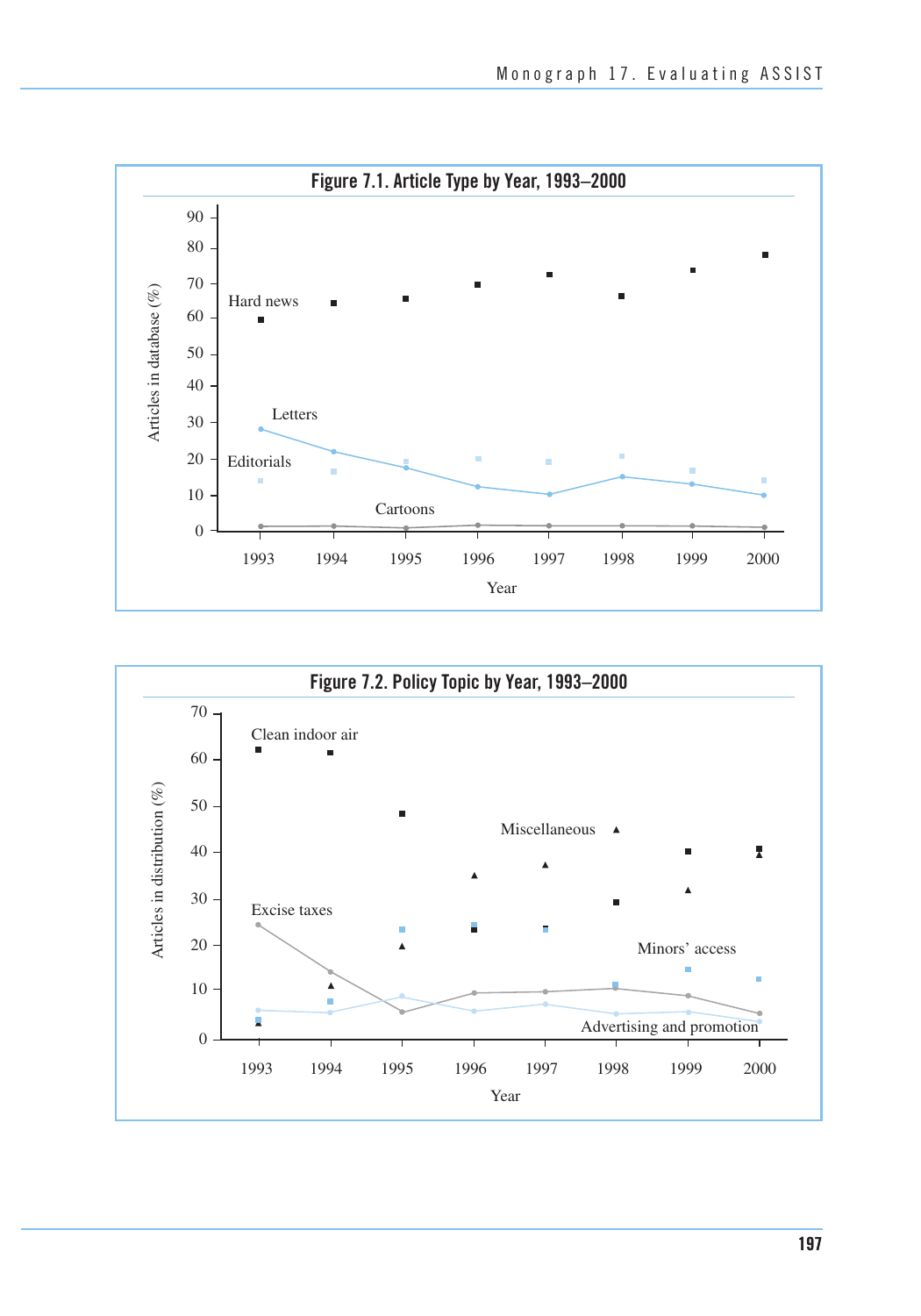**Figure 7.1. Article Type by Year, 1993–2000**

Articles in database (%)

Hard news

Letters

Editorials

Cartoons

1993 1994 1995 1996 1997 1998 1999 2000

Year

**Figure 7.2. Policy Topic by Year, 1993–2000**

Articles in distribution (%)

Clean indoor air

Miscellaneous

Excise taxes

Minors' access

Advertising and promotion

1993 1994 1995 1996 1997 1998 1999 2000

Year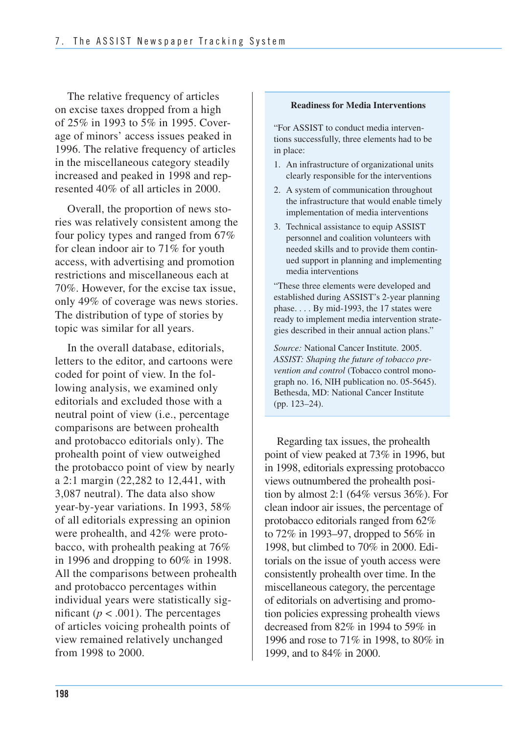The relative frequency of articles on excise taxes dropped from a high of 25% in 1993 to 5% in 1995. Coverage of minors' access issues peaked in 1996. The relative frequency of articles in the miscellaneous category steadily increased and peaked in 1998 and represented 40% of all articles in 2000.

Overall, the proportion of news stories was relatively consistent among the four policy types and ranged from 67% for clean indoor air to 71% for youth access, with advertising and promotion restrictions and miscellaneous each at 70%. However, for the excise tax issue, only 49% of coverage was news stories. The distribution of type of stories by topic was similar for all years.

In the overall database, editorials, letters to the editor, and cartoons were coded for point of view. In the following analysis, we examined only editorials and excluded those with a neutral point of view (i.e., percentage comparisons are between prohealth and protobacco editorials only). The prohealth point of view outweighed the protobacco point of view by nearly a 2:1 margin (22,282 to 12,441, with 3,087 neutral). The data also show year-by-year variations. In 1993, 58% of all editorials expressing an opinion were prohealth, and 42% were protobacco, with prohealth peaking at 76% in 1996 and dropping to 60% in 1998. All the comparisons between prohealth and protobacco percentages within individual years were statistically significant ($p < .001$). The percentages of articles voicing prohealth points of view remained relatively unchanged from 1998 to 2000.

> **Readiness for Media Interventions**
>
> "For ASSIST to conduct media interventions successfully, three elements had to be in place:
>
> 1. An infrastructure of organizational units clearly responsible for the interventions
> 2. A system of communication throughout the infrastructure that would enable timely implementation of media interventions
> 3. Technical assistance to equip ASSIST personnel and coalition volunteers with needed skills and to provide them continued support in planning and implementing media interventions
>
> "These three elements were developed and established during ASSIST's 2-year planning phase. . . . By mid-1993, the 17 states were ready to implement media intervention strategies described in their annual action plans."
>
> *Source:* National Cancer Institute. 2005. *ASSIST: Shaping the future of tobacco prevention and control* (Tobacco control monograph no. 16, NIH publication no. 05-5645). Bethesda, MD: National Cancer Institute (pp. 123–24).

Regarding tax issues, the prohealth point of view peaked at 73% in 1996, but in 1998, editorials expressing protobacco views outnumbered the prohealth position by almost 2:1 (64% versus 36%). For clean indoor air issues, the percentage of protobacco editorials ranged from 62% to 72% in 1993–97, dropped to 56% in 1998, but climbed to 70% in 2000. Editorials on the issue of youth access were consistently prohealth over time. In the miscellaneous category, the percentage of editorials on advertising and promotion policies expressing prohealth views decreased from 82% in 1994 to 59% in 1996 and rose to 71% in 1998, to 80% in 1999, and to 84% in 2000.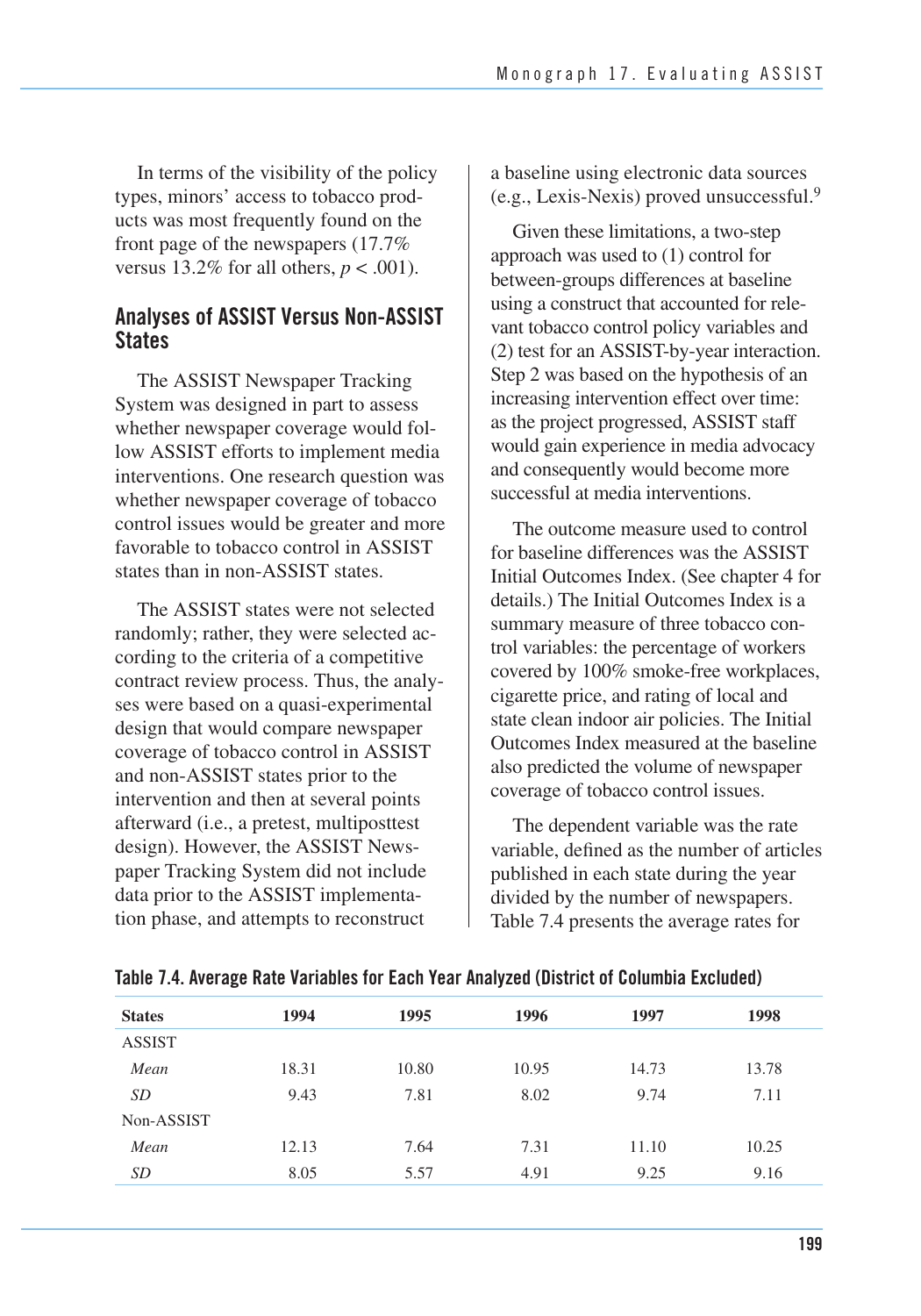In terms of the visibility of the policy types, minors' access to tobacco products was most frequently found on the front page of the newspapers (17.7% versus 13.2% for all others, $p < .001$).

## Analyses of ASSIST Versus Non-ASSIST States

The ASSIST Newspaper Tracking System was designed in part to assess whether newspaper coverage would follow ASSIST efforts to implement media interventions. One research question was whether newspaper coverage of tobacco control issues would be greater and more favorable to tobacco control in ASSIST states than in non-ASSIST states.

The ASSIST states were not selected randomly; rather, they were selected according to the criteria of a competitive contract review process. Thus, the analyses were based on a quasi-experimental design that would compare newspaper coverage of tobacco control in ASSIST and non-ASSIST states prior to the intervention and then at several points afterward (i.e., a pretest, multiposttest design). However, the ASSIST Newspaper Tracking System did not include data prior to the ASSIST implementation phase, and attempts to reconstruct a baseline using electronic data sources (e.g., Lexis-Nexis) proved unsuccessful.[9]

Given these limitations, a two-step approach was used to (1) control for between-groups differences at baseline using a construct that accounted for relevant tobacco control policy variables and (2) test for an ASSIST-by-year interaction. Step 2 was based on the hypothesis of an increasing intervention effect over time: as the project progressed, ASSIST staff would gain experience in media advocacy and consequently would become more successful at media interventions.

The outcome measure used to control for baseline differences was the ASSIST Initial Outcomes Index. (See chapter 4 for details.) The Initial Outcomes Index is a summary measure of three tobacco control variables: the percentage of workers covered by 100% smoke-free workplaces, cigarette price, and rating of local and state clean indoor air policies. The Initial Outcomes Index measured at the baseline also predicted the volume of newspaper coverage of tobacco control issues.

The dependent variable was the rate variable, defined as the number of articles published in each state during the year divided by the number of newspapers. Table 7.4 presents the average rates for

**Table 7.4. Average Rate Variables for Each Year Analyzed (District of Columbia Excluded)**

| States | 1994 | 1995 | 1996 | 1997 | 1998 |
|---|---|---|---|---|---|
| ASSIST | | | | | |
| *Mean* | 18.31 | 10.80 | 10.95 | 14.73 | 13.78 |
| *SD* | 9.43 | 7.81 | 8.02 | 9.74 | 7.11 |
| Non-ASSIST | | | | | |
| *Mean* | 12.13 | 7.64 | 7.31 | 11.10 | 10.25 |
| *SD* | 8.05 | 5.57 | 4.91 | 9.25 | 9.16 |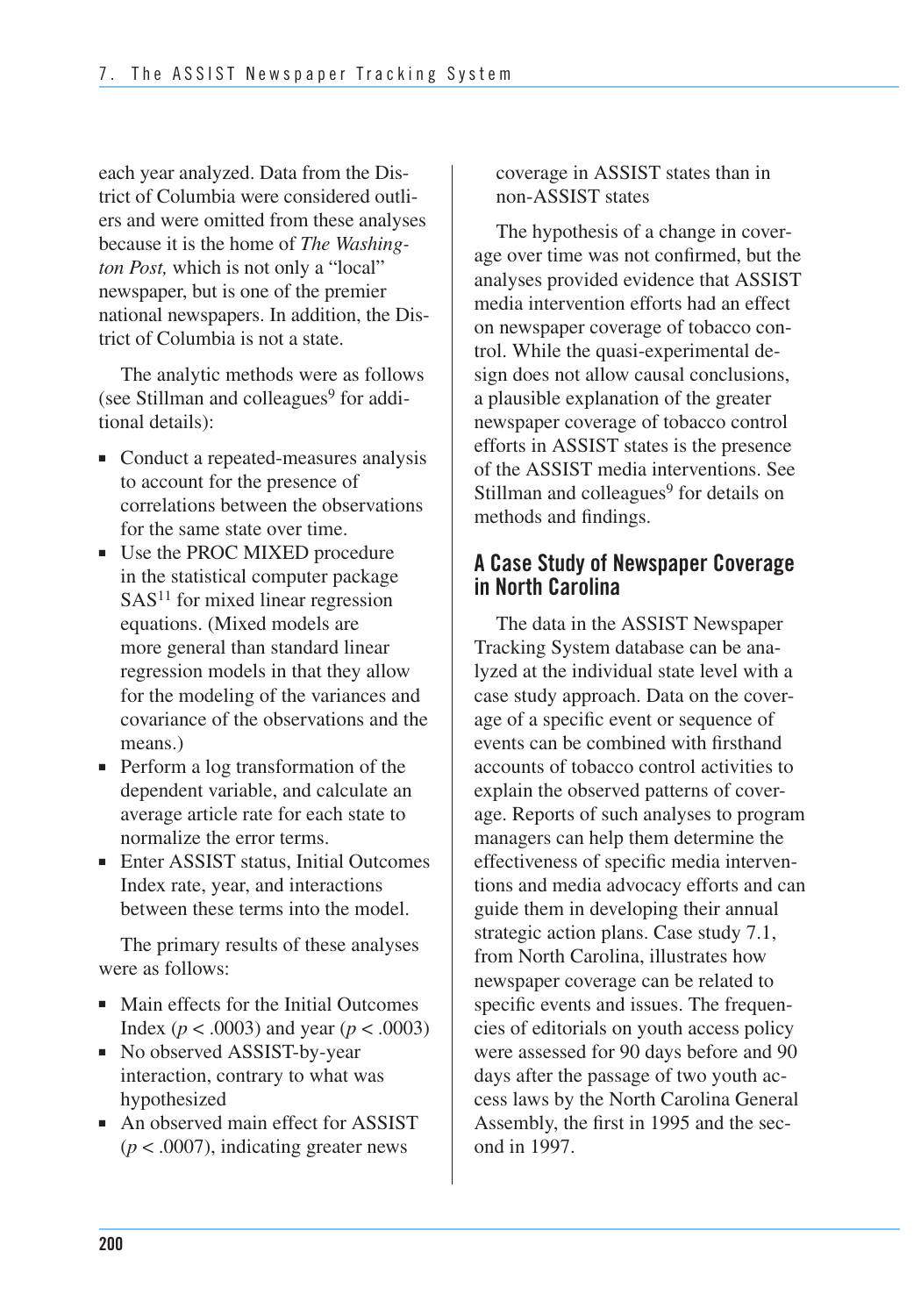each year analyzed. Data from the District of Columbia were considered outliers and were omitted from these analyses because it is the home of *The Washington Post,* which is not only a "local" newspaper, but is one of the premier national newspapers. In addition, the District of Columbia is not a state.

The analytic methods were as follows (see Stillman and colleagues[9] for additional details):

- Conduct a repeated-measures analysis to account for the presence of correlations between the observations for the same state over time.
- Use the PROC MIXED procedure in the statistical computer package SAS[11] for mixed linear regression equations. (Mixed models are more general than standard linear regression models in that they allow for the modeling of the variances and covariance of the observations and the means.)
- Perform a log transformation of the dependent variable, and calculate an average article rate for each state to normalize the error terms.
- Enter ASSIST status, Initial Outcomes Index rate, year, and interactions between these terms into the model.

The primary results of these analyses were as follows:

- Main effects for the Initial Outcomes Index ($p < .0003$) and year ($p < .0003$)
- No observed ASSIST-by-year interaction, contrary to what was hypothesized
- An observed main effect for ASSIST ($p < .0007$), indicating greater news coverage in ASSIST states than in non-ASSIST states

The hypothesis of a change in coverage over time was not confirmed, but the analyses provided evidence that ASSIST media intervention efforts had an effect on newspaper coverage of tobacco control. While the quasi-experimental design does not allow causal conclusions, a plausible explanation of the greater newspaper coverage of tobacco control efforts in ASSIST states is the presence of the ASSIST media interventions. See Stillman and colleagues[9] for details on methods and findings.

## A Case Study of Newspaper Coverage in North Carolina

The data in the ASSIST Newspaper Tracking System database can be analyzed at the individual state level with a case study approach. Data on the coverage of a specific event or sequence of events can be combined with firsthand accounts of tobacco control activities to explain the observed patterns of coverage. Reports of such analyses to program managers can help them determine the effectiveness of specific media interventions and media advocacy efforts and can guide them in developing their annual strategic action plans. Case study 7.1, from North Carolina, illustrates how newspaper coverage can be related to specific events and issues. The frequencies of editorials on youth access policy were assessed for 90 days before and 90 days after the passage of two youth access laws by the North Carolina General Assembly, the first in 1995 and the second in 1997.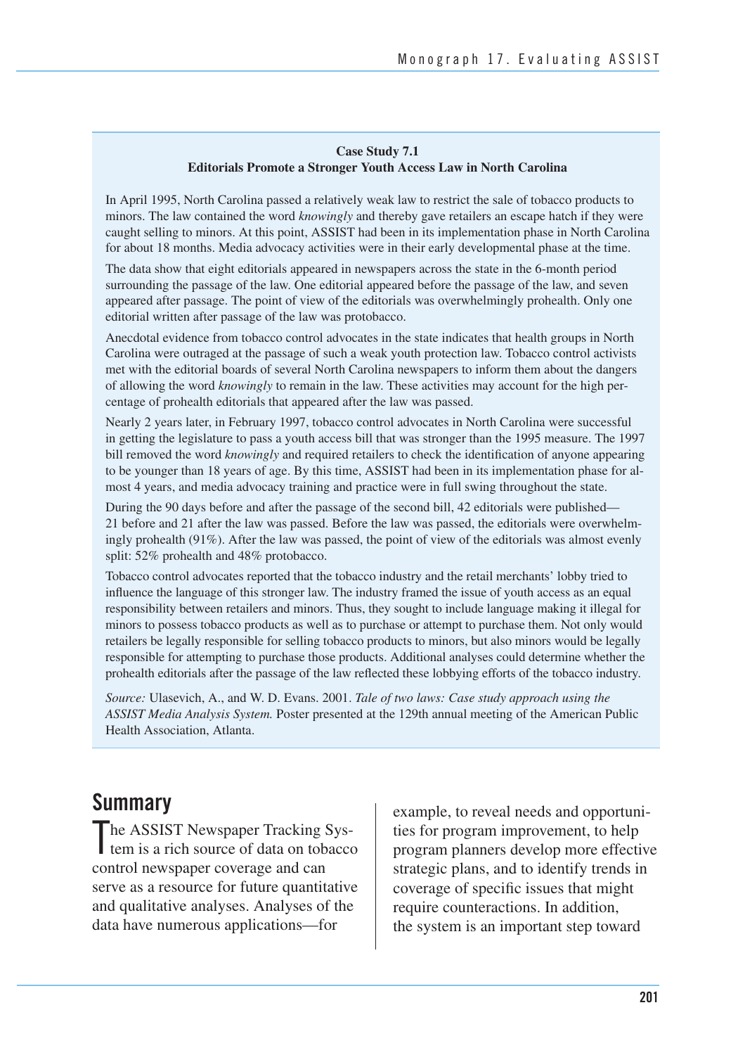**Case Study 7.1**
**Editorials Promote a Stronger Youth Access Law in North Carolina**

In April 1995, North Carolina passed a relatively weak law to restrict the sale of tobacco products to minors. The law contained the word *knowingly* and thereby gave retailers an escape hatch if they were caught selling to minors. At this point, ASSIST had been in its implementation phase in North Carolina for about 18 months. Media advocacy activities were in their early developmental phase at the time.

The data show that eight editorials appeared in newspapers across the state in the 6-month period surrounding the passage of the law. One editorial appeared before the passage of the law, and seven appeared after passage. The point of view of the editorials was overwhelmingly prohealth. Only one editorial written after passage of the law was protobacco.

Anecdotal evidence from tobacco control advocates in the state indicates that health groups in North Carolina were outraged at the passage of such a weak youth protection law. Tobacco control activists met with the editorial boards of several North Carolina newspapers to inform them about the dangers of allowing the word *knowingly* to remain in the law. These activities may account for the high percentage of prohealth editorials that appeared after the law was passed.

Nearly 2 years later, in February 1997, tobacco control advocates in North Carolina were successful in getting the legislature to pass a youth access bill that was stronger than the 1995 measure. The 1997 bill removed the word *knowingly* and required retailers to check the identification of anyone appearing to be younger than 18 years of age. By this time, ASSIST had been in its implementation phase for almost 4 years, and media advocacy training and practice were in full swing throughout the state.

During the 90 days before and after the passage of the second bill, 42 editorials were published—21 before and 21 after the law was passed. Before the law was passed, the editorials were overwhelmingly prohealth (91%). After the law was passed, the point of view of the editorials was almost evenly split: 52% prohealth and 48% protobacco.

Tobacco control advocates reported that the tobacco industry and the retail merchants' lobby tried to influence the language of this stronger law. The industry framed the issue of youth access as an equal responsibility between retailers and minors. Thus, they sought to include language making it illegal for minors to possess tobacco products as well as to purchase or attempt to purchase them. Not only would retailers be legally responsible for selling tobacco products to minors, but also minors would be legally responsible for attempting to purchase those products. Additional analyses could determine whether the prohealth editorials after the passage of the law reflected these lobbying efforts of the tobacco industry.

*Source:* Ulasevich, A., and W. D. Evans. 2001. *Tale of two laws: Case study approach using the ASSIST Media Analysis System.* Poster presented at the 129th annual meeting of the American Public Health Association, Atlanta.

## Summary

The ASSIST Newspaper Tracking System is a rich source of data on tobacco control newspaper coverage and can serve as a resource for future quantitative and qualitative analyses. Analyses of the data have numerous applications—for example, to reveal needs and opportunities for program improvement, to help program planners develop more effective strategic plans, and to identify trends in coverage of specific issues that might require counteractions. In addition, the system is an important step toward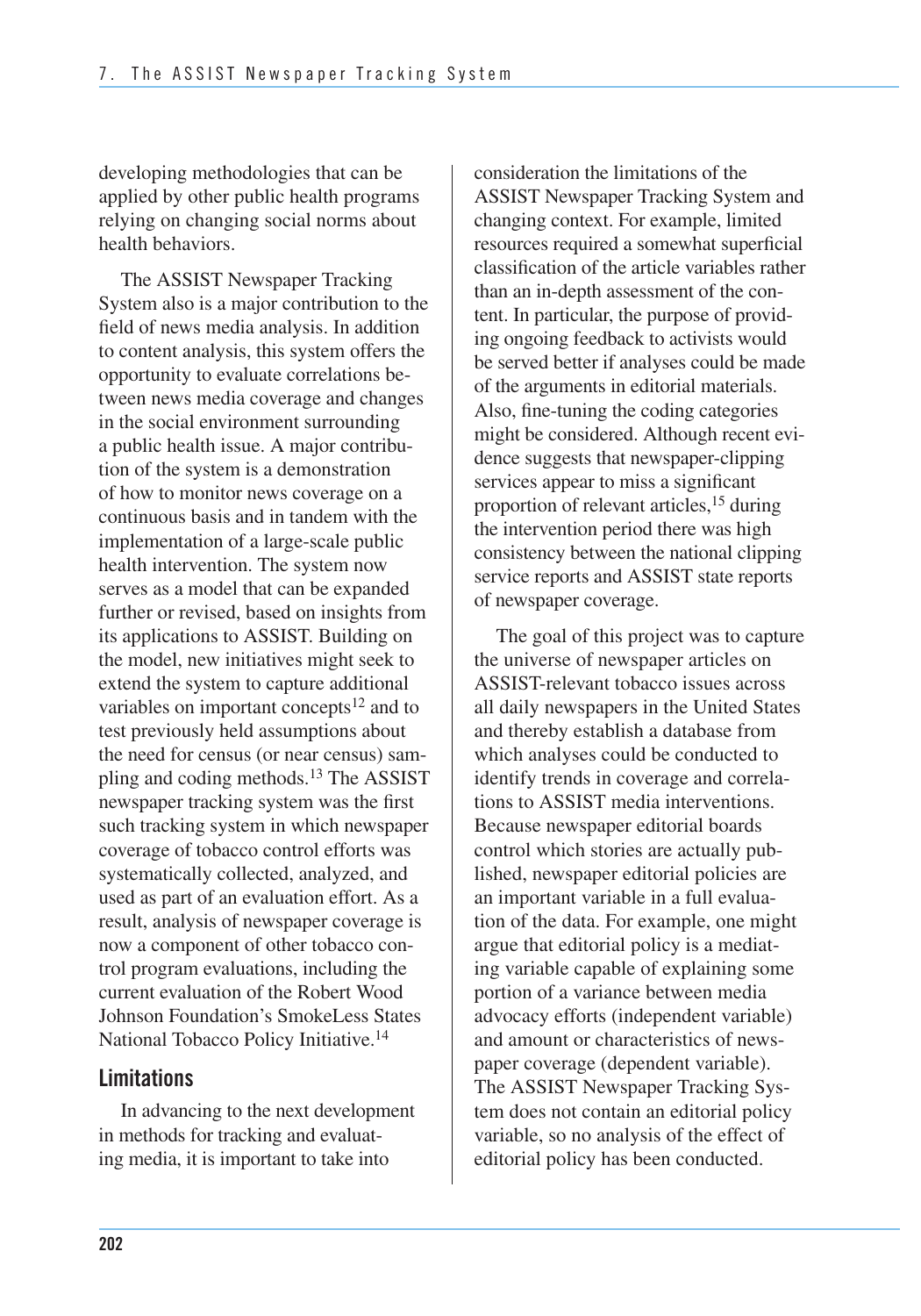developing methodologies that can be applied by other public health programs relying on changing social norms about health behaviors.

The ASSIST Newspaper Tracking System also is a major contribution to the field of news media analysis. In addition to content analysis, this system offers the opportunity to evaluate correlations between news media coverage and changes in the social environment surrounding a public health issue. A major contribution of the system is a demonstration of how to monitor news coverage on a continuous basis and in tandem with the implementation of a large-scale public health intervention. The system now serves as a model that can be expanded further or revised, based on insights from its applications to ASSIST. Building on the model, new initiatives might seek to extend the system to capture additional variables on important concepts[12] and to test previously held assumptions about the need for census (or near census) sampling and coding methods.[13] The ASSIST newspaper tracking system was the first such tracking system in which newspaper coverage of tobacco control efforts was systematically collected, analyzed, and used as part of an evaluation effort. As a result, analysis of newspaper coverage is now a component of other tobacco control program evaluations, including the current evaluation of the Robert Wood Johnson Foundation's SmokeLess States National Tobacco Policy Initiative.[14]

## Limitations

In advancing to the next development in methods for tracking and evaluating media, it is important to take into consideration the limitations of the ASSIST Newspaper Tracking System and changing context. For example, limited resources required a somewhat superficial classification of the article variables rather than an in-depth assessment of the content. In particular, the purpose of providing ongoing feedback to activists would be served better if analyses could be made of the arguments in editorial materials. Also, fine-tuning the coding categories might be considered. Although recent evidence suggests that newspaper-clipping services appear to miss a significant proportion of relevant articles,[15] during the intervention period there was high consistency between the national clipping service reports and ASSIST state reports of newspaper coverage.

The goal of this project was to capture the universe of newspaper articles on ASSIST-relevant tobacco issues across all daily newspapers in the United States and thereby establish a database from which analyses could be conducted to identify trends in coverage and correlations to ASSIST media interventions. Because newspaper editorial boards control which stories are actually published, newspaper editorial policies are an important variable in a full evaluation of the data. For example, one might argue that editorial policy is a mediating variable capable of explaining some portion of a variance between media advocacy efforts (independent variable) and amount or characteristics of newspaper coverage (dependent variable). The ASSIST Newspaper Tracking System does not contain an editorial policy variable, so no analysis of the effect of editorial policy has been conducted.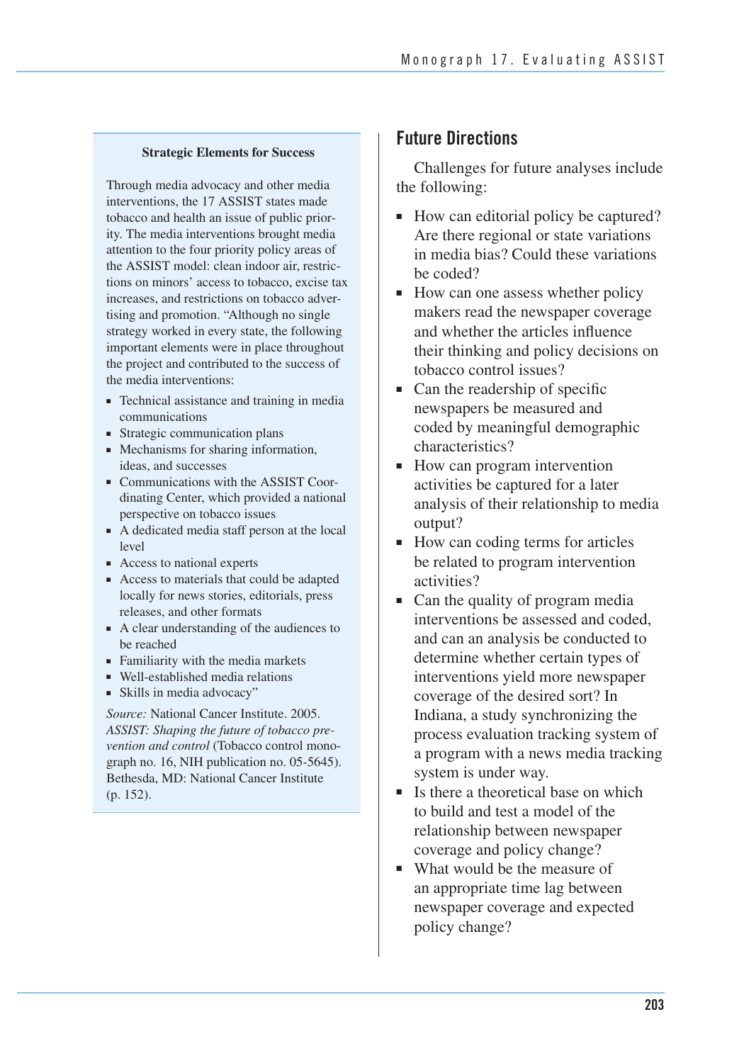**Strategic Elements for Success**

Through media advocacy and other media interventions, the 17 ASSIST states made tobacco and health an issue of public priority. The media interventions brought media attention to the four priority policy areas of the ASSIST model: clean indoor air, restrictions on minors' access to tobacco, excise tax increases, and restrictions on tobacco advertising and promotion. "Although no single strategy worked in every state, the following important elements were in place throughout the project and contributed to the success of the media interventions:

- Technical assistance and training in media communications
- Strategic communication plans
- Mechanisms for sharing information, ideas, and successes
- Communications with the ASSIST Coordinating Center, which provided a national perspective on tobacco issues
- A dedicated media staff person at the local level
- Access to national experts
- Access to materials that could be adapted locally for news stories, editorials, press releases, and other formats
- A clear understanding of the audiences to be reached
- Familiarity with the media markets
- Well-established media relations
- Skills in media advocacy"

*Source:* National Cancer Institute. 2005. *ASSIST: Shaping the future of tobacco prevention and control* (Tobacco control monograph no. 16, NIH publication no. 05-5645). Bethesda, MD: National Cancer Institute (p. 152).

## Future Directions

Challenges for future analyses include the following:

- How can editorial policy be captured? Are there regional or state variations in media bias? Could these variations be coded?
- How can one assess whether policy makers read the newspaper coverage and whether the articles influence their thinking and policy decisions on tobacco control issues?
- Can the readership of specific newspapers be measured and coded by meaningful demographic characteristics?
- How can program intervention activities be captured for a later analysis of their relationship to media output?
- How can coding terms for articles be related to program intervention activities?
- Can the quality of program media interventions be assessed and coded, and can an analysis be conducted to determine whether certain types of interventions yield more newspaper coverage of the desired sort? In Indiana, a study synchronizing the process evaluation tracking system of a program with a news media tracking system is under way.
- Is there a theoretical base on which to build and test a model of the relationship between newspaper coverage and policy change?
- What would be the measure of an appropriate time lag between newspaper coverage and expected policy change?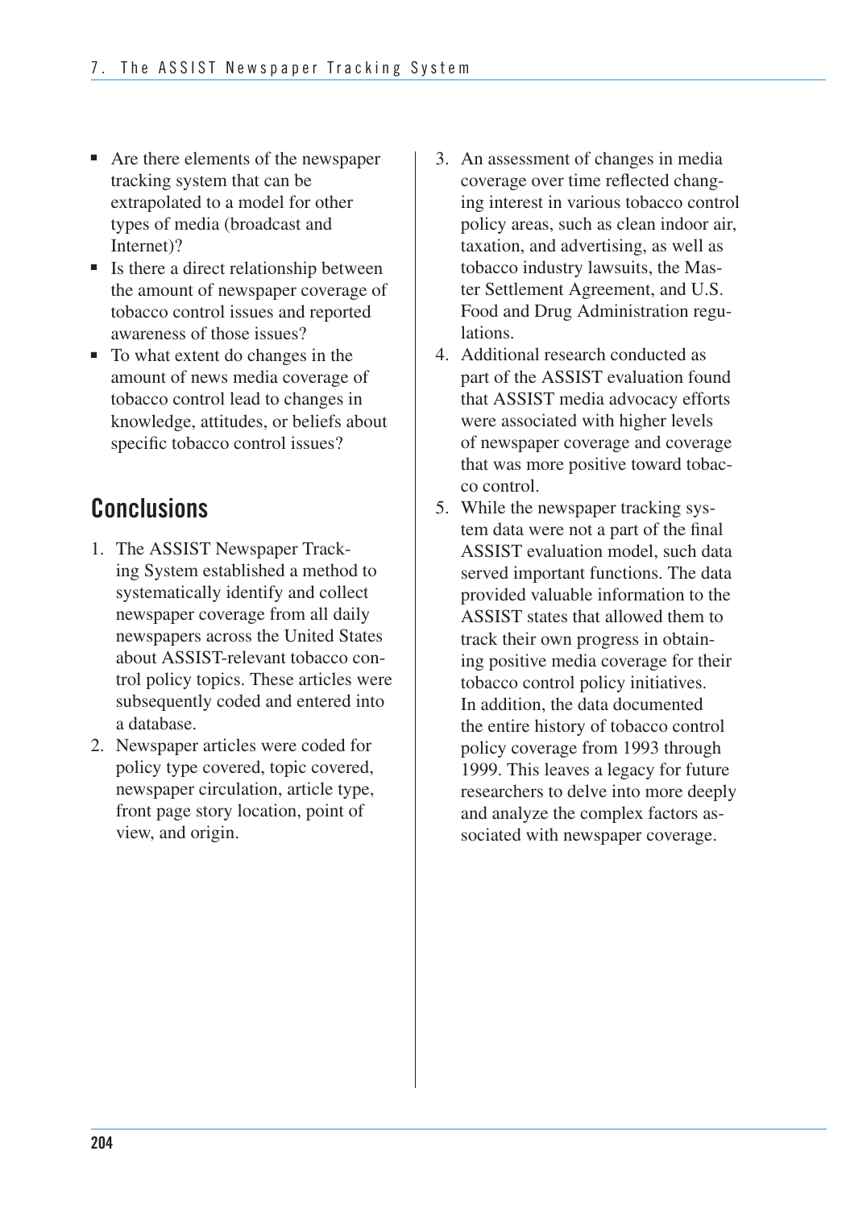- Are there elements of the newspaper tracking system that can be extrapolated to a model for other types of media (broadcast and Internet)?
- Is there a direct relationship between the amount of newspaper coverage of tobacco control issues and reported awareness of those issues?
- To what extent do changes in the amount of news media coverage of tobacco control lead to changes in knowledge, attitudes, or beliefs about specific tobacco control issues?

## Conclusions

1. The ASSIST Newspaper Tracking System established a method to systematically identify and collect newspaper coverage from all daily newspapers across the United States about ASSIST-relevant tobacco control policy topics. These articles were subsequently coded and entered into a database.
2. Newspaper articles were coded for policy type covered, topic covered, newspaper circulation, article type, front page story location, point of view, and origin.
3. An assessment of changes in media coverage over time reflected changing interest in various tobacco control policy areas, such as clean indoor air, taxation, and advertising, as well as tobacco industry lawsuits, the Master Settlement Agreement, and U.S. Food and Drug Administration regulations.
4. Additional research conducted as part of the ASSIST evaluation found that ASSIST media advocacy efforts were associated with higher levels of newspaper coverage and coverage that was more positive toward tobacco control.
5. While the newspaper tracking system data were not a part of the final ASSIST evaluation model, such data served important functions. The data provided valuable information to the ASSIST states that allowed them to track their own progress in obtaining positive media coverage for their tobacco control policy initiatives. In addition, the data documented the entire history of tobacco control policy coverage from 1993 through 1999. This leaves a legacy for future researchers to delve into more deeply and analyze the complex factors associated with newspaper coverage.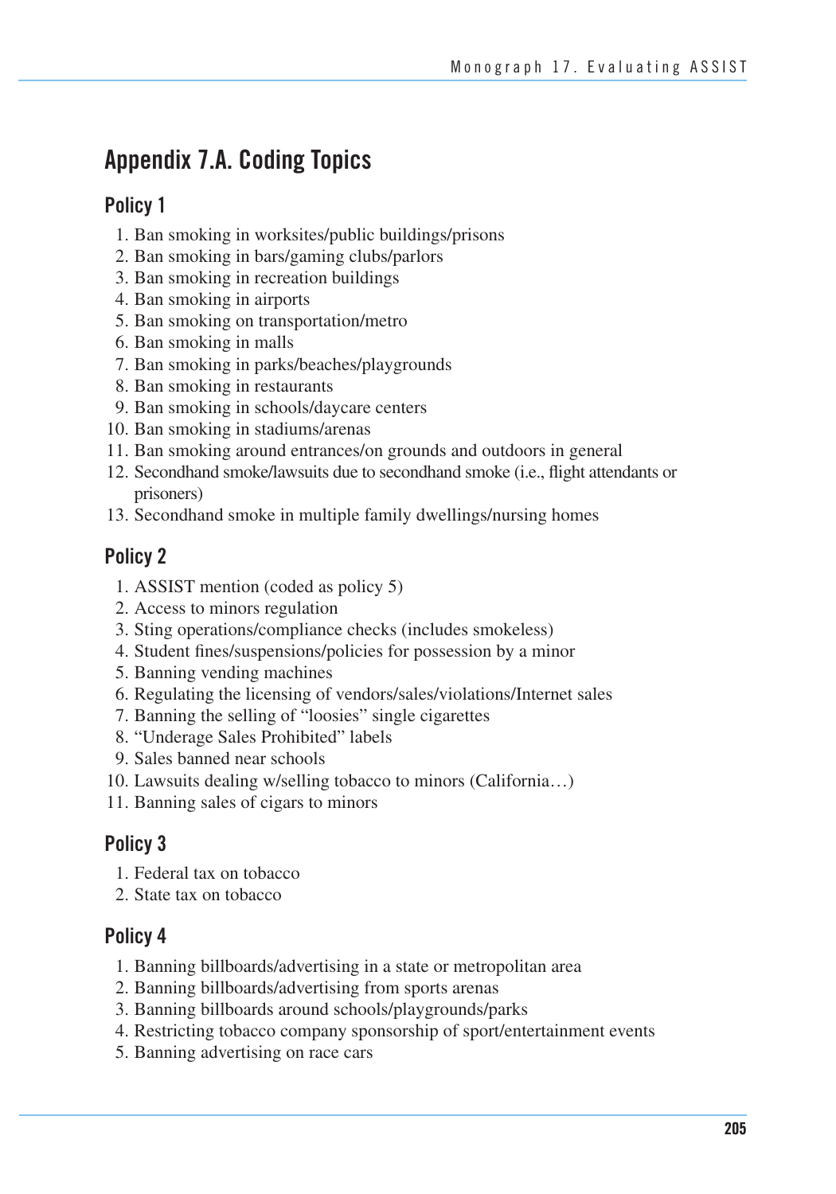## Appendix 7.A. Coding Topics

### Policy 1

1. Ban smoking in worksites/public buildings/prisons
2. Ban smoking in bars/gaming clubs/parlors
3. Ban smoking in recreation buildings
4. Ban smoking in airports
5. Ban smoking on transportation/metro
6. Ban smoking in malls
7. Ban smoking in parks/beaches/playgrounds
8. Ban smoking in restaurants
9. Ban smoking in schools/daycare centers
10. Ban smoking in stadiums/arenas
11. Ban smoking around entrances/on grounds and outdoors in general
12. Secondhand smoke/lawsuits due to secondhand smoke (i.e., flight attendants or prisoners)
13. Secondhand smoke in multiple family dwellings/nursing homes

### Policy 2

1. ASSIST mention (coded as policy 5)
2. Access to minors regulation
3. Sting operations/compliance checks (includes smokeless)
4. Student fines/suspensions/policies for possession by a minor
5. Banning vending machines
6. Regulating the licensing of vendors/sales/violations/Internet sales
7. Banning the selling of "loosies" single cigarettes
8. "Underage Sales Prohibited" labels
9. Sales banned near schools
10. Lawsuits dealing w/selling tobacco to minors (California…)
11. Banning sales of cigars to minors

### Policy 3

1. Federal tax on tobacco
2. State tax on tobacco

### Policy 4

1. Banning billboards/advertising in a state or metropolitan area
2. Banning billboards/advertising from sports arenas
3. Banning billboards around schools/playgrounds/parks
4. Restricting tobacco company sponsorship of sport/entertainment events
5. Banning advertising on race cars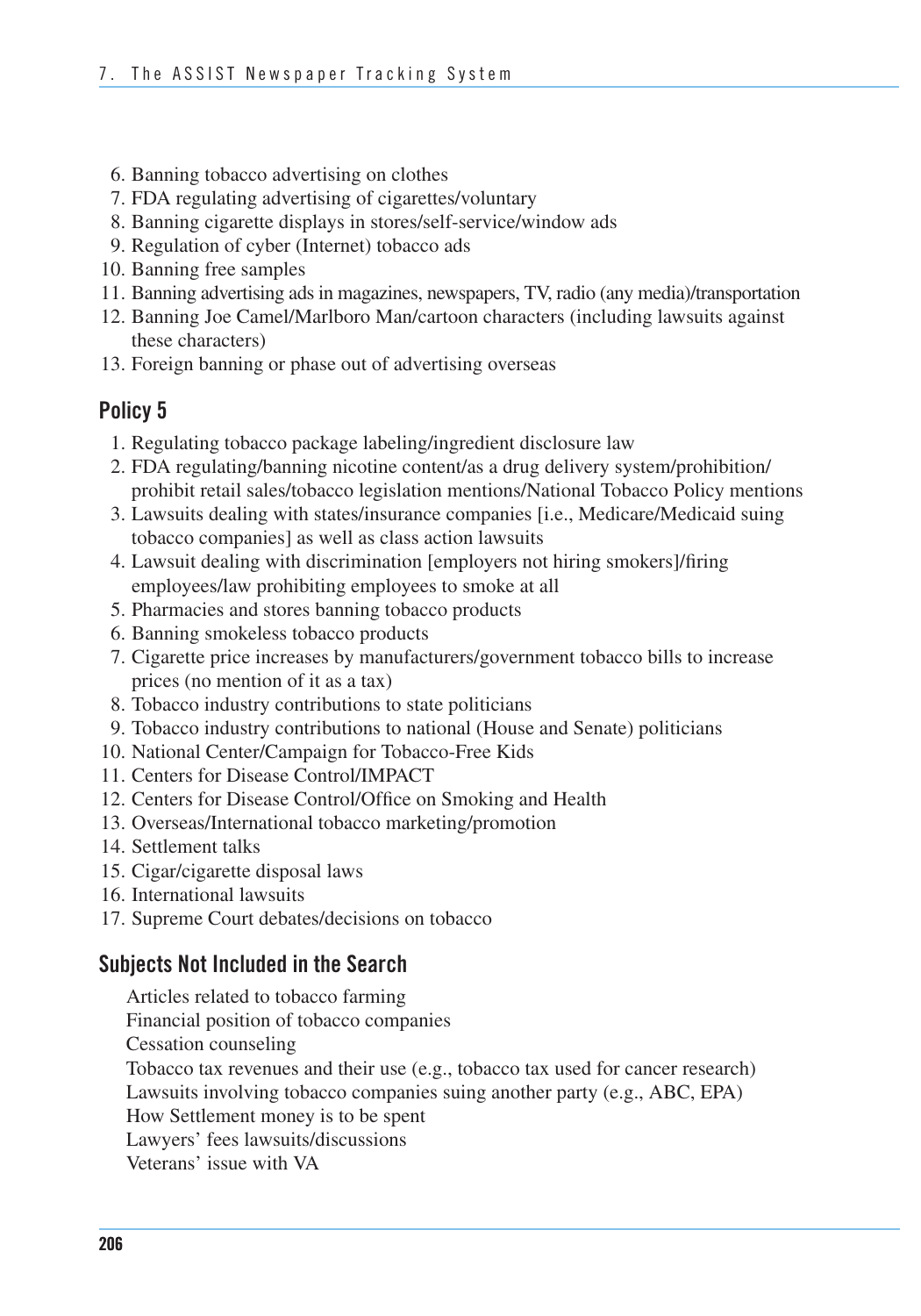6. Banning tobacco advertising on clothes
7. FDA regulating advertising of cigarettes/voluntary
8. Banning cigarette displays in stores/self-service/window ads
9. Regulation of cyber (Internet) tobacco ads
10. Banning free samples
11. Banning advertising ads in magazines, newspapers, TV, radio (any media)/transportation
12. Banning Joe Camel/Marlboro Man/cartoon characters (including lawsuits against these characters)
13. Foreign banning or phase out of advertising overseas

### Policy 5

1. Regulating tobacco package labeling/ingredient disclosure law
2. FDA regulating/banning nicotine content/as a drug delivery system/prohibition/prohibit retail sales/tobacco legislation mentions/National Tobacco Policy mentions
3. Lawsuits dealing with states/insurance companies [i.e., Medicare/Medicaid suing tobacco companies] as well as class action lawsuits
4. Lawsuit dealing with discrimination [employers not hiring smokers]/firing employees/law prohibiting employees to smoke at all
5. Pharmacies and stores banning tobacco products
6. Banning smokeless tobacco products
7. Cigarette price increases by manufacturers/government tobacco bills to increase prices (no mention of it as a tax)
8. Tobacco industry contributions to state politicians
9. Tobacco industry contributions to national (House and Senate) politicians
10. National Center/Campaign for Tobacco-Free Kids
11. Centers for Disease Control/IMPACT
12. Centers for Disease Control/Office on Smoking and Health
13. Overseas/International tobacco marketing/promotion
14. Settlement talks
15. Cigar/cigarette disposal laws
16. International lawsuits
17. Supreme Court debates/decisions on tobacco

### Subjects Not Included in the Search

Articles related to tobacco farming
Financial position of tobacco companies
Cessation counseling
Tobacco tax revenues and their use (e.g., tobacco tax used for cancer research)
Lawsuits involving tobacco companies suing another party (e.g., ABC, EPA)
How Settlement money is to be spent
Lawyers' fees lawsuits/discussions
Veterans' issue with VA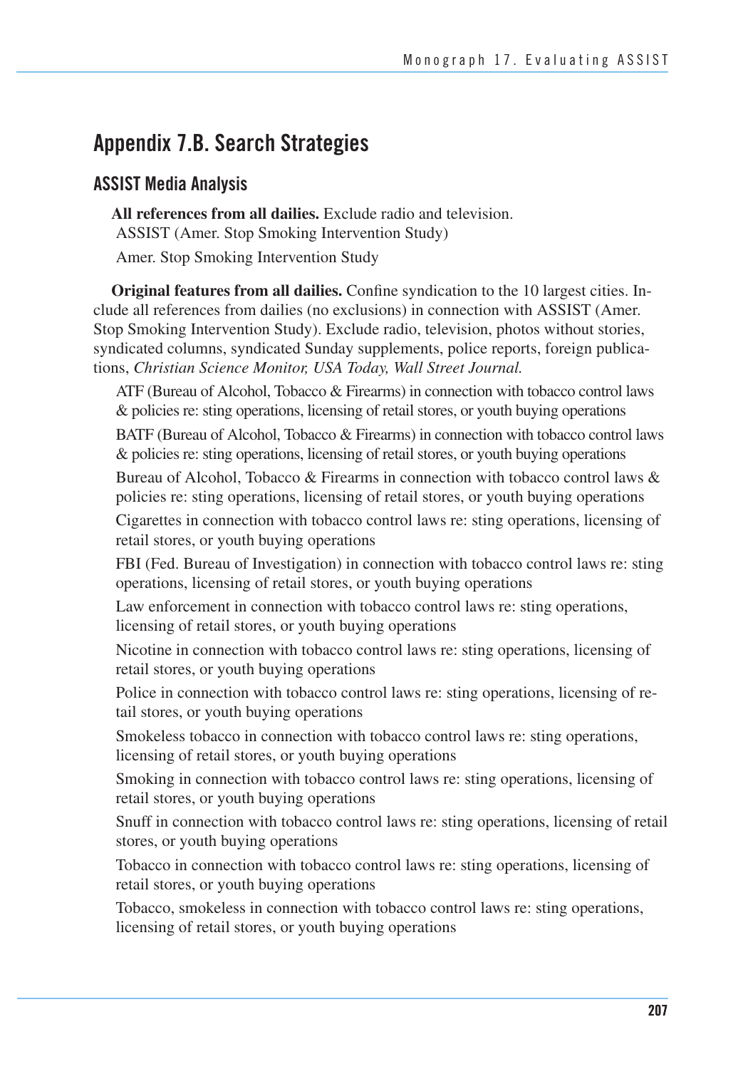## Appendix 7.B. Search Strategies

### ASSIST Media Analysis

**All references from all dailies.** Exclude radio and television.

ASSIST (Amer. Stop Smoking Intervention Study)

Amer. Stop Smoking Intervention Study

**Original features from all dailies.** Confine syndication to the 10 largest cities. Include all references from dailies (no exclusions) in connection with ASSIST (Amer. Stop Smoking Intervention Study). Exclude radio, television, photos without stories, syndicated columns, syndicated Sunday supplements, police reports, foreign publications, *Christian Science Monitor, USA Today, Wall Street Journal.*

ATF (Bureau of Alcohol, Tobacco & Firearms) in connection with tobacco control laws & policies re: sting operations, licensing of retail stores, or youth buying operations

BATF (Bureau of Alcohol, Tobacco & Firearms) in connection with tobacco control laws & policies re: sting operations, licensing of retail stores, or youth buying operations

Bureau of Alcohol, Tobacco & Firearms in connection with tobacco control laws & policies re: sting operations, licensing of retail stores, or youth buying operations

Cigarettes in connection with tobacco control laws re: sting operations, licensing of retail stores, or youth buying operations

FBI (Fed. Bureau of Investigation) in connection with tobacco control laws re: sting operations, licensing of retail stores, or youth buying operations

Law enforcement in connection with tobacco control laws re: sting operations, licensing of retail stores, or youth buying operations

Nicotine in connection with tobacco control laws re: sting operations, licensing of retail stores, or youth buying operations

Police in connection with tobacco control laws re: sting operations, licensing of retail stores, or youth buying operations

Smokeless tobacco in connection with tobacco control laws re: sting operations, licensing of retail stores, or youth buying operations

Smoking in connection with tobacco control laws re: sting operations, licensing of retail stores, or youth buying operations

Snuff in connection with tobacco control laws re: sting operations, licensing of retail stores, or youth buying operations

Tobacco in connection with tobacco control laws re: sting operations, licensing of retail stores, or youth buying operations

Tobacco, smokeless in connection with tobacco control laws re: sting operations, licensing of retail stores, or youth buying operations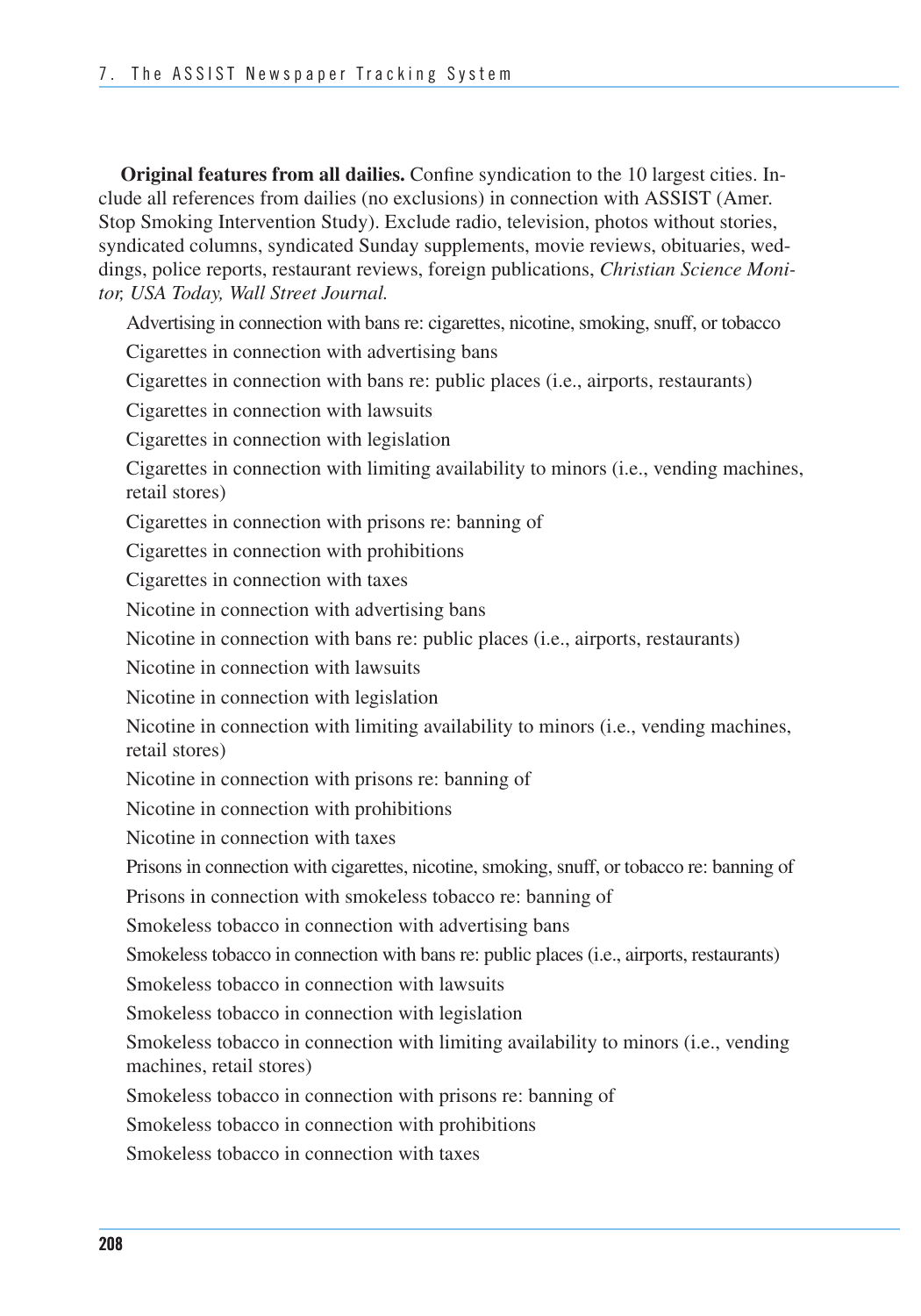**Original features from all dailies.** Confine syndication to the 10 largest cities. Include all references from dailies (no exclusions) in connection with ASSIST (Amer. Stop Smoking Intervention Study). Exclude radio, television, photos without stories, syndicated columns, syndicated Sunday supplements, movie reviews, obituaries, weddings, police reports, restaurant reviews, foreign publications, *Christian Science Monitor, USA Today, Wall Street Journal.*

Advertising in connection with bans re: cigarettes, nicotine, smoking, snuff, or tobacco

Cigarettes in connection with advertising bans

Cigarettes in connection with bans re: public places (i.e., airports, restaurants)

Cigarettes in connection with lawsuits

Cigarettes in connection with legislation

Cigarettes in connection with limiting availability to minors (i.e., vending machines, retail stores)

Cigarettes in connection with prisons re: banning of

Cigarettes in connection with prohibitions

Cigarettes in connection with taxes

Nicotine in connection with advertising bans

Nicotine in connection with bans re: public places (i.e., airports, restaurants)

Nicotine in connection with lawsuits

Nicotine in connection with legislation

Nicotine in connection with limiting availability to minors (i.e., vending machines, retail stores)

Nicotine in connection with prisons re: banning of

Nicotine in connection with prohibitions

Nicotine in connection with taxes

Prisons in connection with cigarettes, nicotine, smoking, snuff, or tobacco re: banning of

Prisons in connection with smokeless tobacco re: banning of

Smokeless tobacco in connection with advertising bans

Smokeless tobacco in connection with bans re: public places (i.e., airports, restaurants)

Smokeless tobacco in connection with lawsuits

Smokeless tobacco in connection with legislation

Smokeless tobacco in connection with limiting availability to minors (i.e., vending machines, retail stores)

Smokeless tobacco in connection with prisons re: banning of

Smokeless tobacco in connection with prohibitions

Smokeless tobacco in connection with taxes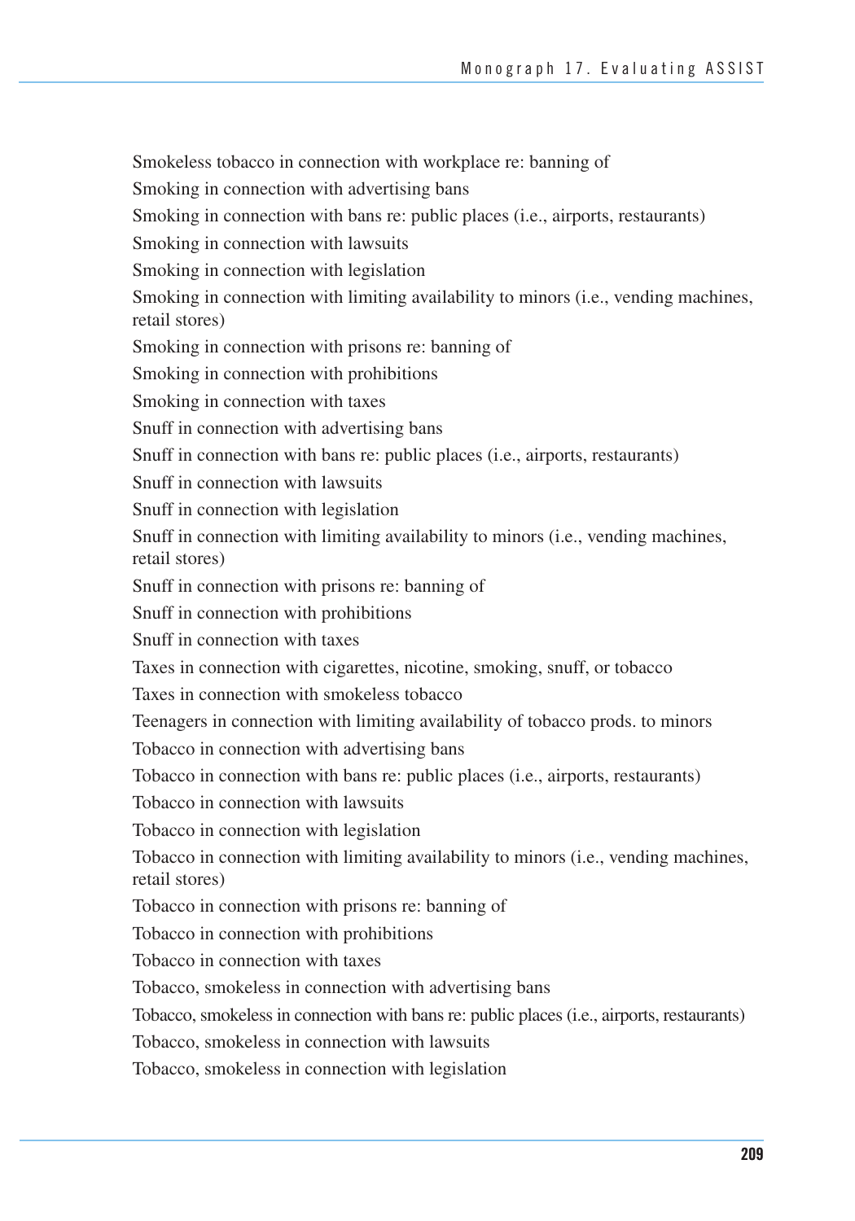Smokeless tobacco in connection with workplace re: banning of

Smoking in connection with advertising bans

Smoking in connection with bans re: public places (i.e., airports, restaurants)

Smoking in connection with lawsuits

Smoking in connection with legislation

Smoking in connection with limiting availability to minors (i.e., vending machines, retail stores)

Smoking in connection with prisons re: banning of

Smoking in connection with prohibitions

Smoking in connection with taxes

Snuff in connection with advertising bans

Snuff in connection with bans re: public places (i.e., airports, restaurants)

Snuff in connection with lawsuits

Snuff in connection with legislation

Snuff in connection with limiting availability to minors (i.e., vending machines, retail stores)

Snuff in connection with prisons re: banning of

Snuff in connection with prohibitions

Snuff in connection with taxes

Taxes in connection with cigarettes, nicotine, smoking, snuff, or tobacco

Taxes in connection with smokeless tobacco

Teenagers in connection with limiting availability of tobacco prods. to minors

Tobacco in connection with advertising bans

Tobacco in connection with bans re: public places (i.e., airports, restaurants)

Tobacco in connection with lawsuits

Tobacco in connection with legislation

Tobacco in connection with limiting availability to minors (i.e., vending machines, retail stores)

Tobacco in connection with prisons re: banning of

Tobacco in connection with prohibitions

Tobacco in connection with taxes

Tobacco, smokeless in connection with advertising bans

Tobacco, smokeless in connection with bans re: public places (i.e., airports, restaurants)

Tobacco, smokeless in connection with lawsuits

Tobacco, smokeless in connection with legislation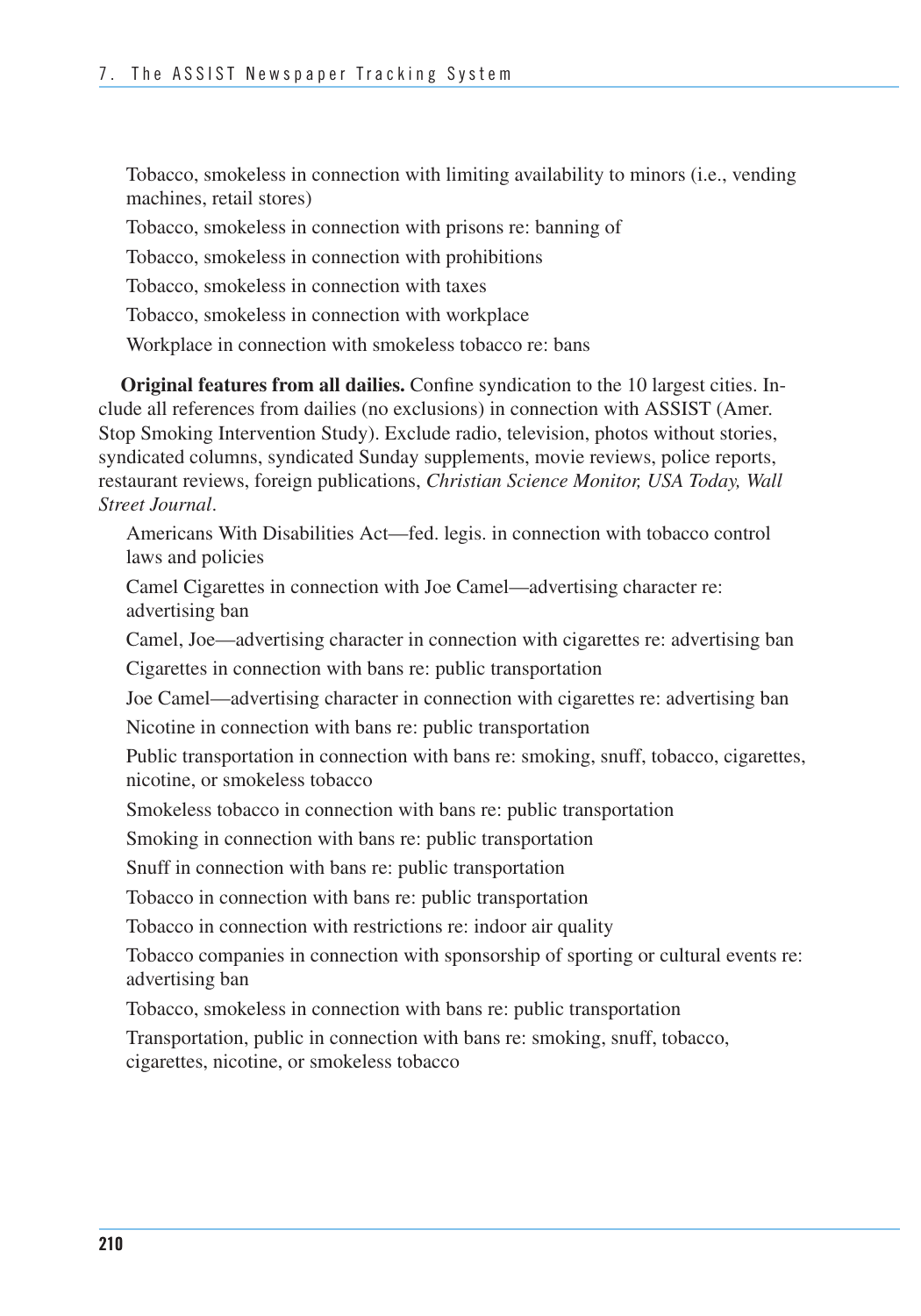Tobacco, smokeless in connection with limiting availability to minors (i.e., vending machines, retail stores)

Tobacco, smokeless in connection with prisons re: banning of

Tobacco, smokeless in connection with prohibitions

Tobacco, smokeless in connection with taxes

Tobacco, smokeless in connection with workplace

Workplace in connection with smokeless tobacco re: bans

**Original features from all dailies.** Confine syndication to the 10 largest cities. Include all references from dailies (no exclusions) in connection with ASSIST (Amer. Stop Smoking Intervention Study). Exclude radio, television, photos without stories, syndicated columns, syndicated Sunday supplements, movie reviews, police reports, restaurant reviews, foreign publications, *Christian Science Monitor, USA Today, Wall Street Journal*.

Americans With Disabilities Act—fed. legis. in connection with tobacco control laws and policies

Camel Cigarettes in connection with Joe Camel—advertising character re: advertising ban

Camel, Joe—advertising character in connection with cigarettes re: advertising ban

Cigarettes in connection with bans re: public transportation

Joe Camel—advertising character in connection with cigarettes re: advertising ban

Nicotine in connection with bans re: public transportation

Public transportation in connection with bans re: smoking, snuff, tobacco, cigarettes, nicotine, or smokeless tobacco

Smokeless tobacco in connection with bans re: public transportation

Smoking in connection with bans re: public transportation

Snuff in connection with bans re: public transportation

Tobacco in connection with bans re: public transportation

Tobacco in connection with restrictions re: indoor air quality

Tobacco companies in connection with sponsorship of sporting or cultural events re: advertising ban

Tobacco, smokeless in connection with bans re: public transportation

Transportation, public in connection with bans re: smoking, snuff, tobacco, cigarettes, nicotine, or smokeless tobacco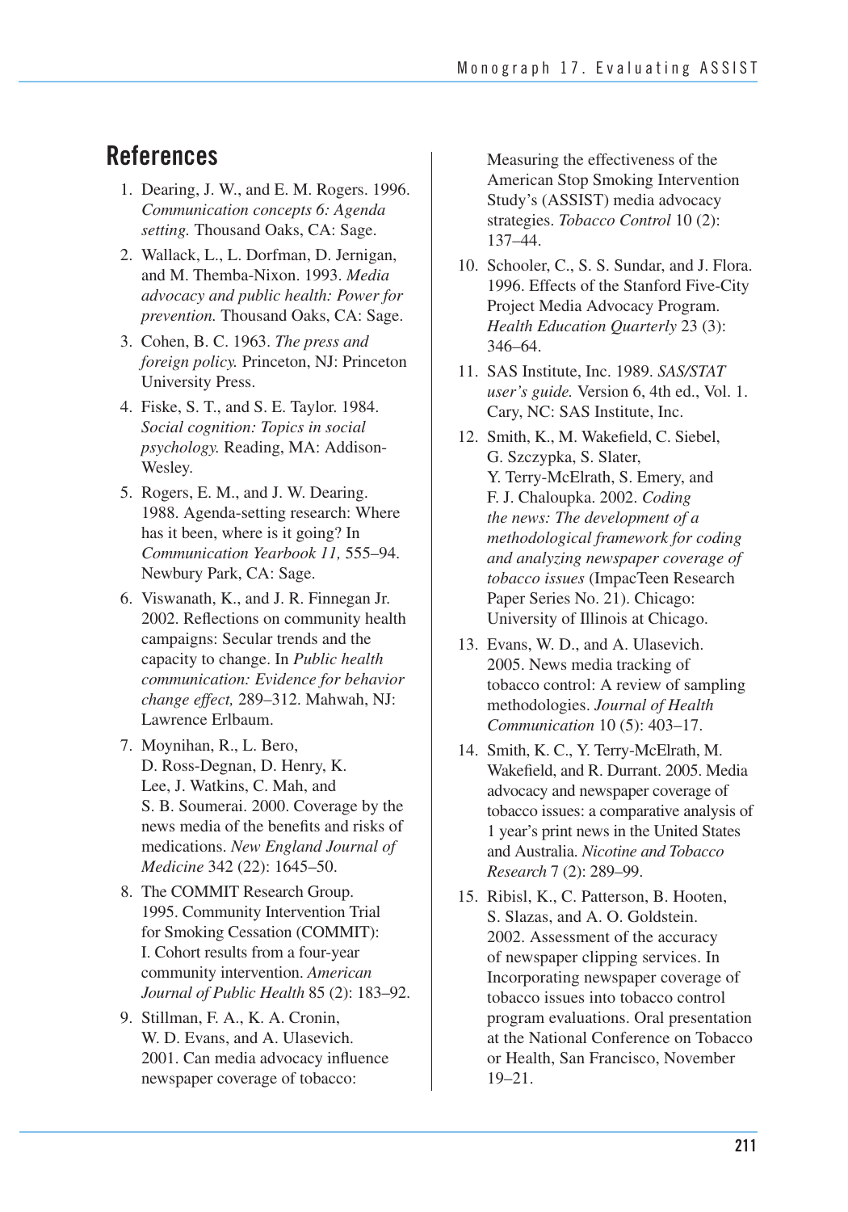## References

1. Dearing, J. W., and E. M. Rogers. 1996. *Communication concepts 6: Agenda setting.* Thousand Oaks, CA: Sage.
2. Wallack, L., L. Dorfman, D. Jernigan, and M. Themba-Nixon. 1993. *Media advocacy and public health: Power for prevention.* Thousand Oaks, CA: Sage.
3. Cohen, B. C. 1963. *The press and foreign policy.* Princeton, NJ: Princeton University Press.
4. Fiske, S. T., and S. E. Taylor. 1984. *Social cognition: Topics in social psychology.* Reading, MA: Addison-Wesley.
5. Rogers, E. M., and J. W. Dearing. 1988. Agenda-setting research: Where has it been, where is it going? In *Communication Yearbook 11,* 555–94. Newbury Park, CA: Sage.
6. Viswanath, K., and J. R. Finnegan Jr. 2002. Reflections on community health campaigns: Secular trends and the capacity to change. In *Public health communication: Evidence for behavior change effect,* 289–312. Mahwah, NJ: Lawrence Erlbaum.
7. Moynihan, R., L. Bero, D. Ross-Degnan, D. Henry, K. Lee, J. Watkins, C. Mah, and S. B. Soumerai. 2000. Coverage by the news media of the benefits and risks of medications. *New England Journal of Medicine* 342 (22): 1645–50.
8. The COMMIT Research Group. 1995. Community Intervention Trial for Smoking Cessation (COMMIT): I. Cohort results from a four-year community intervention. *American Journal of Public Health* 85 (2): 183–92.
9. Stillman, F. A., K. A. Cronin, W. D. Evans, and A. Ulasevich. 2001. Can media advocacy influence newspaper coverage of tobacco: Measuring the effectiveness of the American Stop Smoking Intervention Study's (ASSIST) media advocacy strategies. *Tobacco Control* 10 (2): 137–44.
10. Schooler, C., S. S. Sundar, and J. Flora. 1996. Effects of the Stanford Five-City Project Media Advocacy Program. *Health Education Quarterly* 23 (3): 346–64.
11. SAS Institute, Inc. 1989. *SAS/STAT user's guide.* Version 6, 4th ed., Vol. 1. Cary, NC: SAS Institute, Inc.
12. Smith, K., M. Wakefield, C. Siebel, G. Szczypka, S. Slater, Y. Terry-McElrath, S. Emery, and F. J. Chaloupka. 2002. *Coding the news: The development of a methodological framework for coding and analyzing newspaper coverage of tobacco issues* (ImpacTeen Research Paper Series No. 21). Chicago: University of Illinois at Chicago.
13. Evans, W. D., and A. Ulasevich. 2005. News media tracking of tobacco control: A review of sampling methodologies. *Journal of Health Communication* 10 (5): 403–17.
14. Smith, K. C., Y. Terry-McElrath, M. Wakefield, and R. Durrant. 2005. Media advocacy and newspaper coverage of tobacco issues: a comparative analysis of 1 year's print news in the United States and Australia. *Nicotine and Tobacco Research* 7 (2): 289–99.
15. Ribisl, K., C. Patterson, B. Hooten, S. Slazas, and A. O. Goldstein. 2002. Assessment of the accuracy of newspaper clipping services. In Incorporating newspaper coverage of tobacco issues into tobacco control program evaluations. Oral presentation at the National Conference on Tobacco or Health, San Francisco, November 19–21.